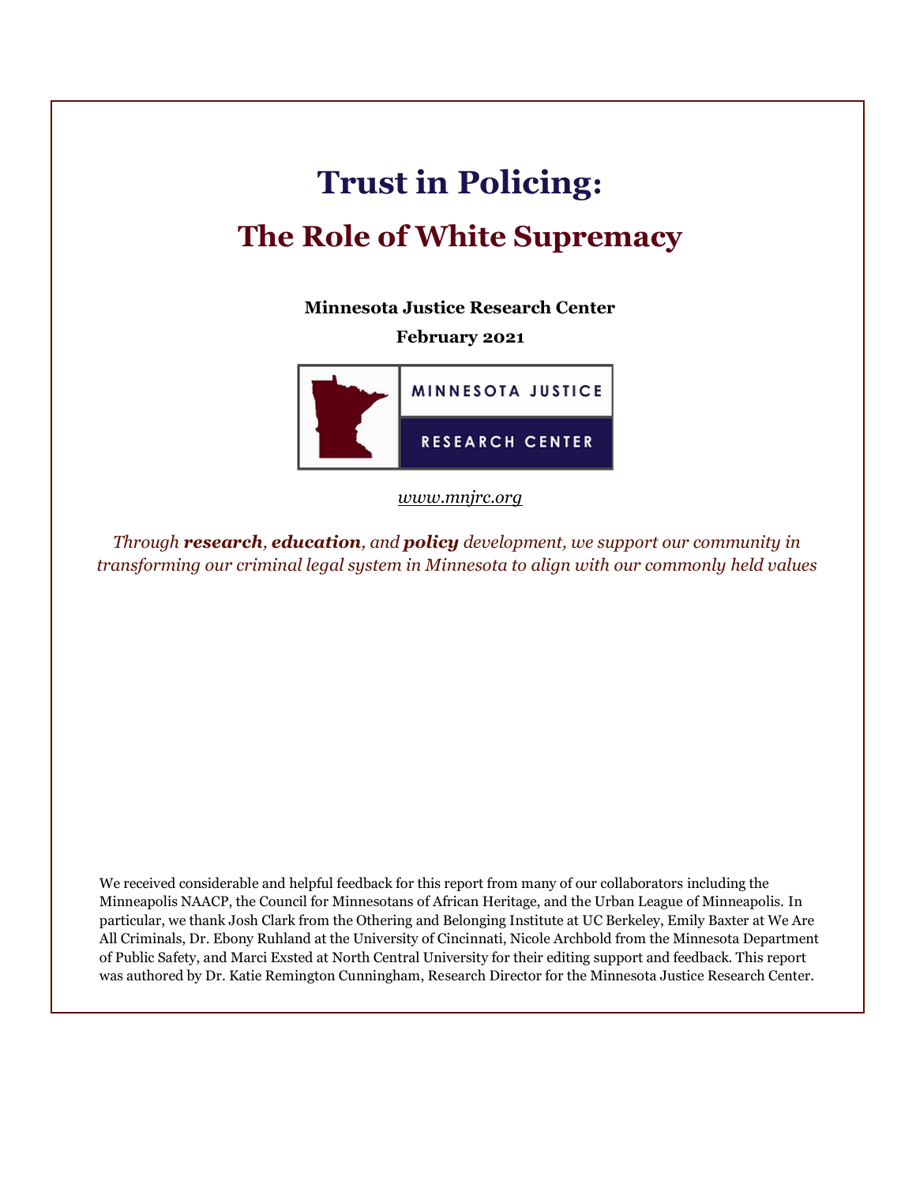# Trust in Policing:

## The Role of White Supremacy

**Minnesota Justice Research Center**

**February 2021**

MINNESOTA JUSTICE

RESEARCH CENTER

www.mnjrc.org

*Through **research**, **education**, and **policy** development, we support our community in transforming our criminal legal system in Minnesota to align with our commonly held values*

We received considerable and helpful feedback for this report from many of our collaborators including the Minneapolis NAACP, the Council for Minnesotans of African Heritage, and the Urban League of Minneapolis. In particular, we thank Josh Clark from the Othering and Belonging Institute at UC Berkeley, Emily Baxter at We Are All Criminals, Dr. Ebony Ruhland at the University of Cincinnati, Nicole Archbold from the Minnesota Department of Public Safety, and Marci Exsted at North Central University for their editing support and feedback. This report was authored by Dr. Katie Remington Cunningham, Research Director for the Minnesota Justice Research Center.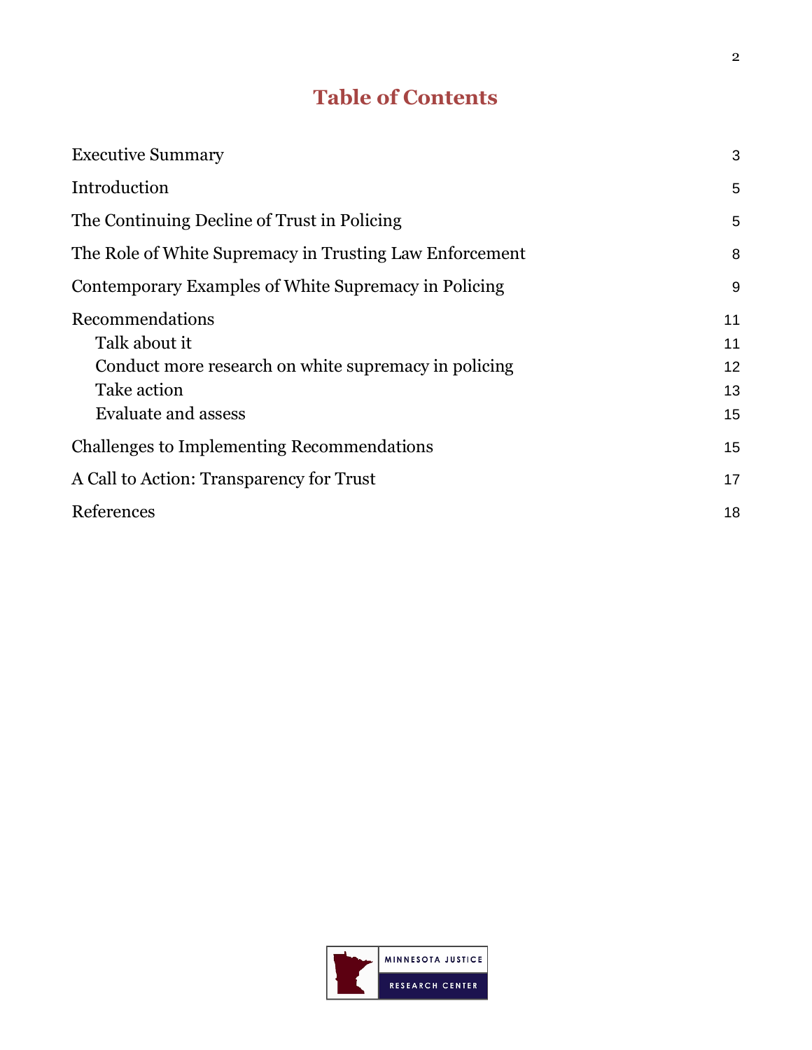# Table of Contents

| | |
|---|---|
| Executive Summary | 3 |
| Introduction | 5 |
| The Continuing Decline of Trust in Policing | 5 |
| The Role of White Supremacy in Trusting Law Enforcement | 8 |
| Contemporary Examples of White Supremacy in Policing | 9 |
| Recommendations | 11 |
| Talk about it | 11 |
| Conduct more research on white supremacy in policing | 12 |
| Take action | 13 |
| Evaluate and assess | 15 |
| Challenges to Implementing Recommendations | 15 |
| A Call to Action: Transparency for Trust | 17 |
| References | 18 |

MINNESOTA JUSTICE RESEARCH CENTER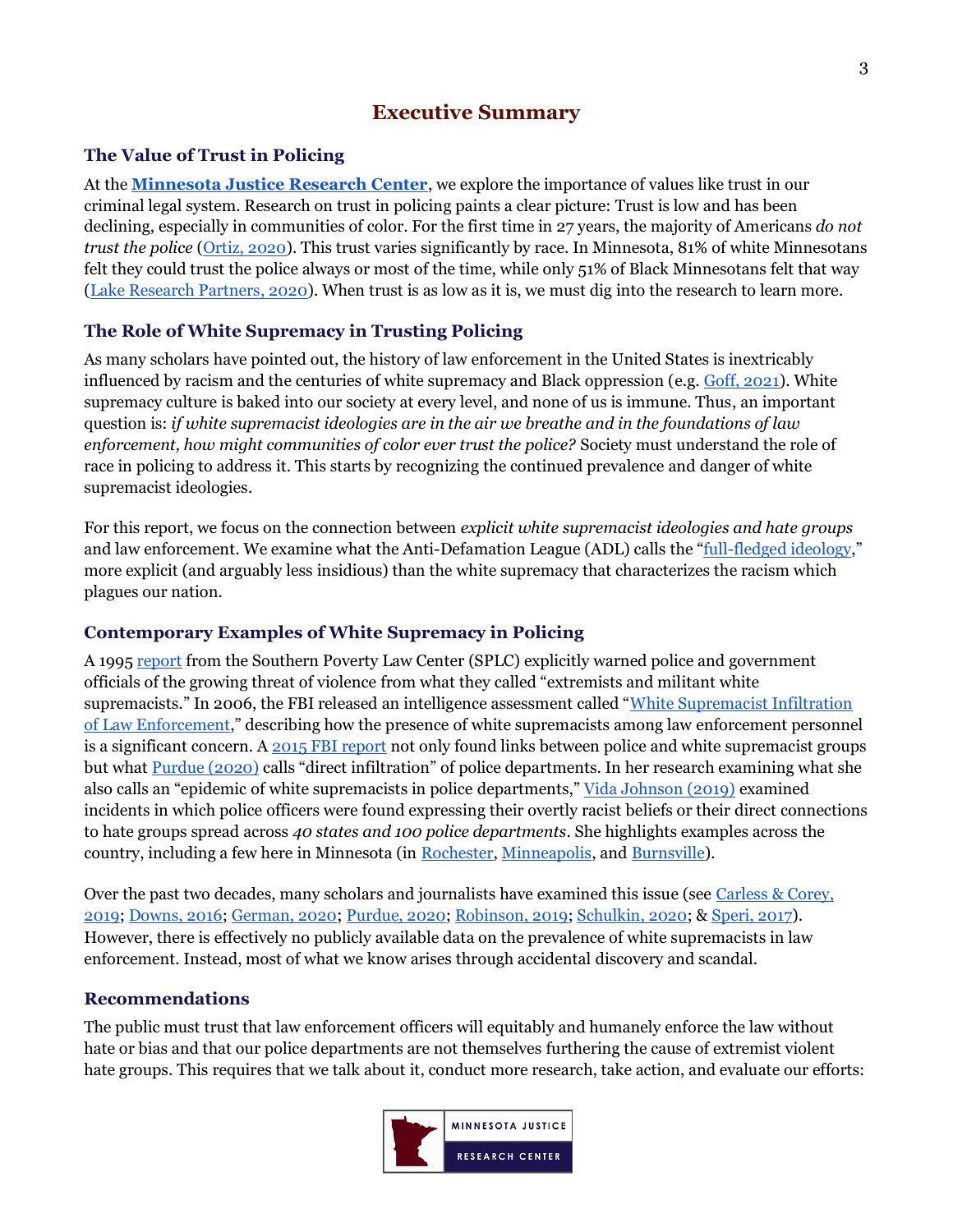# Executive Summary

## The Value of Trust in Policing

At the **Minnesota Justice Research Center**, we explore the importance of values like trust in our criminal legal system. Research on trust in policing paints a clear picture: Trust is low and has been declining, especially in communities of color. For the first time in 27 years, the majority of Americans *do not trust the police* (Ortiz, 2020). This trust varies significantly by race. In Minnesota, 81% of white Minnesotans felt they could trust the police always or most of the time, while only 51% of Black Minnesotans felt that way (Lake Research Partners, 2020). When trust is as low as it is, we must dig into the research to learn more.

## The Role of White Supremacy in Trusting Policing

As many scholars have pointed out, the history of law enforcement in the United States is inextricably influenced by racism and the centuries of white supremacy and Black oppression (e.g. Goff, 2021). White supremacy culture is baked into our society at every level, and none of us is immune. Thus, an important question is: *if white supremacist ideologies are in the air we breathe and in the foundations of law enforcement, how might communities of color ever trust the police?* Society must understand the role of race in policing to address it. This starts by recognizing the continued prevalence and danger of white supremacist ideologies.

For this report, we focus on the connection between *explicit white supremacist ideologies and hate groups* and law enforcement. We examine what the Anti-Defamation League (ADL) calls the "full-fledged ideology," more explicit (and arguably less insidious) than the white supremacy that characterizes the racism which plagues our nation.

## Contemporary Examples of White Supremacy in Policing

A 1995 report from the Southern Poverty Law Center (SPLC) explicitly warned police and government officials of the growing threat of violence from what they called "extremists and militant white supremacists." In 2006, the FBI released an intelligence assessment called "White Supremacist Infiltration of Law Enforcement," describing how the presence of white supremacists among law enforcement personnel is a significant concern. A 2015 FBI report not only found links between police and white supremacist groups but what Purdue (2020) calls "direct infiltration" of police departments. In her research examining what she also calls an "epidemic of white supremacists in police departments," Vida Johnson (2019) examined incidents in which police officers were found expressing their overtly racist beliefs or their direct connections to hate groups spread across *40 states and 100 police departments*. She highlights examples across the country, including a few here in Minnesota (in Rochester, Minneapolis, and Burnsville).

Over the past two decades, many scholars and journalists have examined this issue (see Carless & Corey, 2019; Downs, 2016; German, 2020; Purdue, 2020; Robinson, 2019; Schulkin, 2020; & Speri, 2017). However, there is effectively no publicly available data on the prevalence of white supremacists in law enforcement. Instead, most of what we know arises through accidental discovery and scandal.

## Recommendations

The public must trust that law enforcement officers will equitably and humanely enforce the law without hate or bias and that our police departments are not themselves furthering the cause of extremist violent hate groups. This requires that we talk about it, conduct more research, take action, and evaluate our efforts: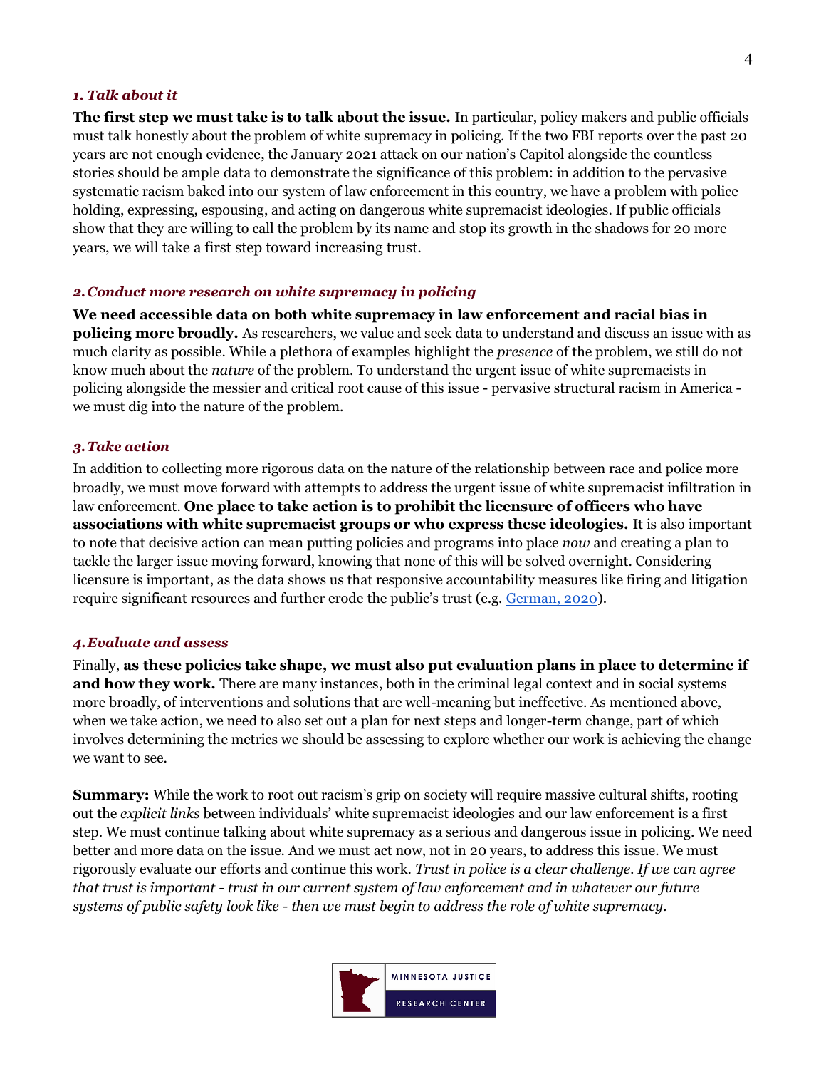### *1. Talk about it*

**The first step we must take is to talk about the issue.** In particular, policy makers and public officials must talk honestly about the problem of white supremacy in policing. If the two FBI reports over the past 20 years are not enough evidence, the January 2021 attack on our nation's Capitol alongside the countless stories should be ample data to demonstrate the significance of this problem: in addition to the pervasive systematic racism baked into our system of law enforcement in this country, we have a problem with police holding, expressing, espousing, and acting on dangerous white supremacist ideologies. If public officials show that they are willing to call the problem by its name and stop its growth in the shadows for 20 more years, we will take a first step toward increasing trust.

### *2. Conduct more research on white supremacy in policing*

**We need accessible data on both white supremacy in law enforcement and racial bias in policing more broadly.** As researchers, we value and seek data to understand and discuss an issue with as much clarity as possible. While a plethora of examples highlight the *presence* of the problem, we still do not know much about the *nature* of the problem. To understand the urgent issue of white supremacists in policing alongside the messier and critical root cause of this issue - pervasive structural racism in America - we must dig into the nature of the problem.

### *3. Take action*

In addition to collecting more rigorous data on the nature of the relationship between race and police more broadly, we must move forward with attempts to address the urgent issue of white supremacist infiltration in law enforcement. **One place to take action is to prohibit the licensure of officers who have associations with white supremacist groups or who express these ideologies.** It is also important to note that decisive action can mean putting policies and programs into place *now* and creating a plan to tackle the larger issue moving forward, knowing that none of this will be solved overnight. Considering licensure is important, as the data shows us that responsive accountability measures like firing and litigation require significant resources and further erode the public's trust (e.g. German, 2020).

### *4. Evaluate and assess*

Finally, **as these policies take shape, we must also put evaluation plans in place to determine if and how they work.** There are many instances, both in the criminal legal context and in social systems more broadly, of interventions and solutions that are well-meaning but ineffective. As mentioned above, when we take action, we need to also set out a plan for next steps and longer-term change, part of which involves determining the metrics we should be assessing to explore whether our work is achieving the change we want to see.

**Summary:** While the work to root out racism's grip on society will require massive cultural shifts, rooting out the *explicit links* between individuals' white supremacist ideologies and our law enforcement is a first step. We must continue talking about white supremacy as a serious and dangerous issue in policing. We need better and more data on the issue. And we must act now, not in 20 years, to address this issue. We must rigorously evaluate our efforts and continue this work. *Trust in police is a clear challenge. If we can agree that trust is important - trust in our current system of law enforcement and in whatever our future systems of public safety look like - then we must begin to address the role of white supremacy.*

MINNESOTA JUSTICE RESEARCH CENTER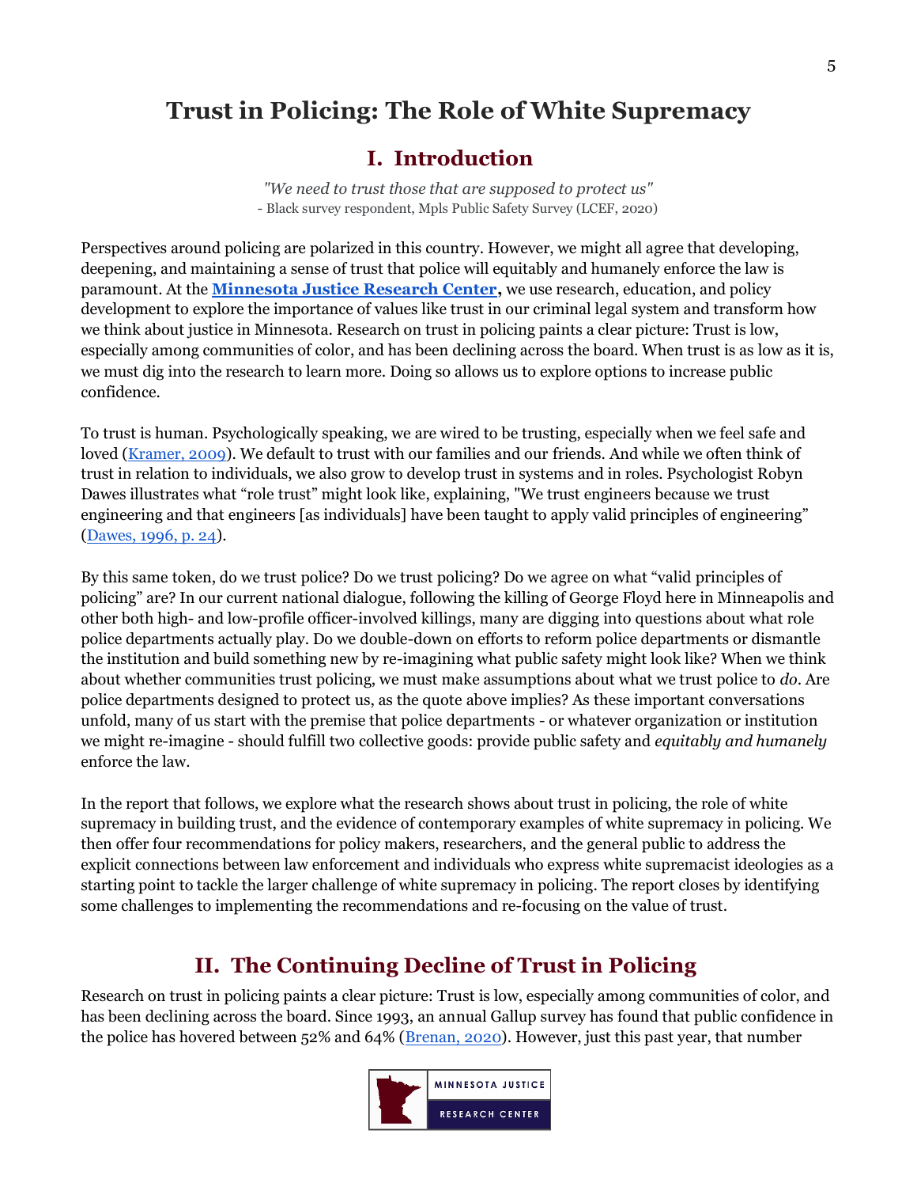# Trust in Policing: The Role of White Supremacy

## I. Introduction

*"We need to trust those that are supposed to protect us"*
- Black survey respondent, Mpls Public Safety Survey (LCEF, 2020)

Perspectives around policing are polarized in this country. However, we might all agree that developing, deepening, and maintaining a sense of trust that police will equitably and humanely enforce the law is paramount. At the **Minnesota Justice Research Center,** we use research, education, and policy development to explore the importance of values like trust in our criminal legal system and transform how we think about justice in Minnesota. Research on trust in policing paints a clear picture: Trust is low, especially among communities of color, and has been declining across the board. When trust is as low as it is, we must dig into the research to learn more. Doing so allows us to explore options to increase public confidence.

To trust is human. Psychologically speaking, we are wired to be trusting, especially when we feel safe and loved (Kramer, 2009). We default to trust with our families and our friends. And while we often think of trust in relation to individuals, we also grow to develop trust in systems and in roles. Psychologist Robyn Dawes illustrates what "role trust" might look like, explaining, "We trust engineers because we trust engineering and that engineers [as individuals] have been taught to apply valid principles of engineering" (Dawes, 1996, p. 24).

By this same token, do we trust police? Do we trust policing? Do we agree on what "valid principles of policing" are? In our current national dialogue, following the killing of George Floyd here in Minneapolis and other both high- and low-profile officer-involved killings, many are digging into questions about what role police departments actually play. Do we double-down on efforts to reform police departments or dismantle the institution and build something new by re-imagining what public safety might look like? When we think about whether communities trust policing, we must make assumptions about what we trust police to *do*. Are police departments designed to protect us, as the quote above implies? As these important conversations unfold, many of us start with the premise that police departments - or whatever organization or institution we might re-imagine - should fulfill two collective goods: provide public safety and *equitably and humanely* enforce the law.

In the report that follows, we explore what the research shows about trust in policing, the role of white supremacy in building trust, and the evidence of contemporary examples of white supremacy in policing. We then offer four recommendations for policy makers, researchers, and the general public to address the explicit connections between law enforcement and individuals who express white supremacist ideologies as a starting point to tackle the larger challenge of white supremacy in policing. The report closes by identifying some challenges to implementing the recommendations and re-focusing on the value of trust.

## II. The Continuing Decline of Trust in Policing

Research on trust in policing paints a clear picture: Trust is low, especially among communities of color, and has been declining across the board. Since 1993, an annual Gallup survey has found that public confidence in the police has hovered between 52% and 64% (Brenan, 2020). However, just this past year, that number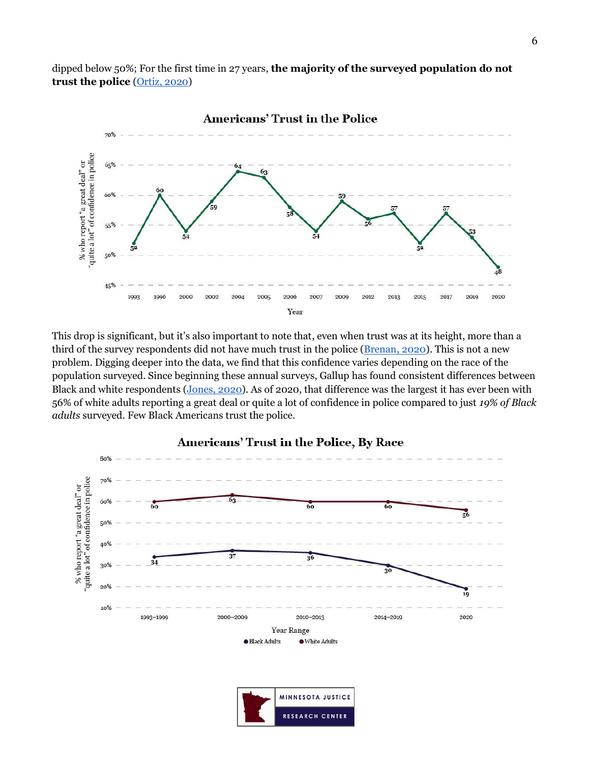dipped below 50%; For the first time in 27 years, **the majority of the surveyed population do not trust the police** ([Ortiz, 2020](#))

**Americans' Trust in the Police**

| Year | % who report "a great deal" or "quite a lot" of confidence in police |
|---|---|
| 1993 | 52 |
| 1996 | 60 |
| 2000 | 54 |
| 2002 | 59 |
| 2004 | 64 |
| 2005 | 63 |
| 2006 | 58 |
| 2007 | 54 |
| 2009 | 59 |
| 2012 | 56 |
| 2013 | 57 |
| 2015 | 52 |
| 2017 | 57 |
| 2019 | 53 |
| 2020 | 48 |

This drop is significant, but it's also important to note that, even when trust was at its height, more than a third of the survey respondents did not have much trust in the police ([Brenan, 2020](#)). This is not a new problem. Digging deeper into the data, we find that this confidence varies depending on the race of the population surveyed. Since beginning these annual surveys, Gallup has found consistent differences between Black and white respondents ([Jones, 2020](#)). As of 2020, that difference was the largest it has ever been with 56% of white adults reporting a great deal or quite a lot of confidence in police compared to just *19% of Black adults* surveyed. Few Black Americans trust the police.

**Americans' Trust in the Police, By Race**

| Year Range | Black Adults | White Adults |
|---|---|---|
| 1993–1999 | 34 | 60 |
| 2000–2009 | 37 | 63 |
| 2010–2013 | 36 | 60 |
| 2014–2019 | 30 | 60 |
| 2020 | 19 | 56 |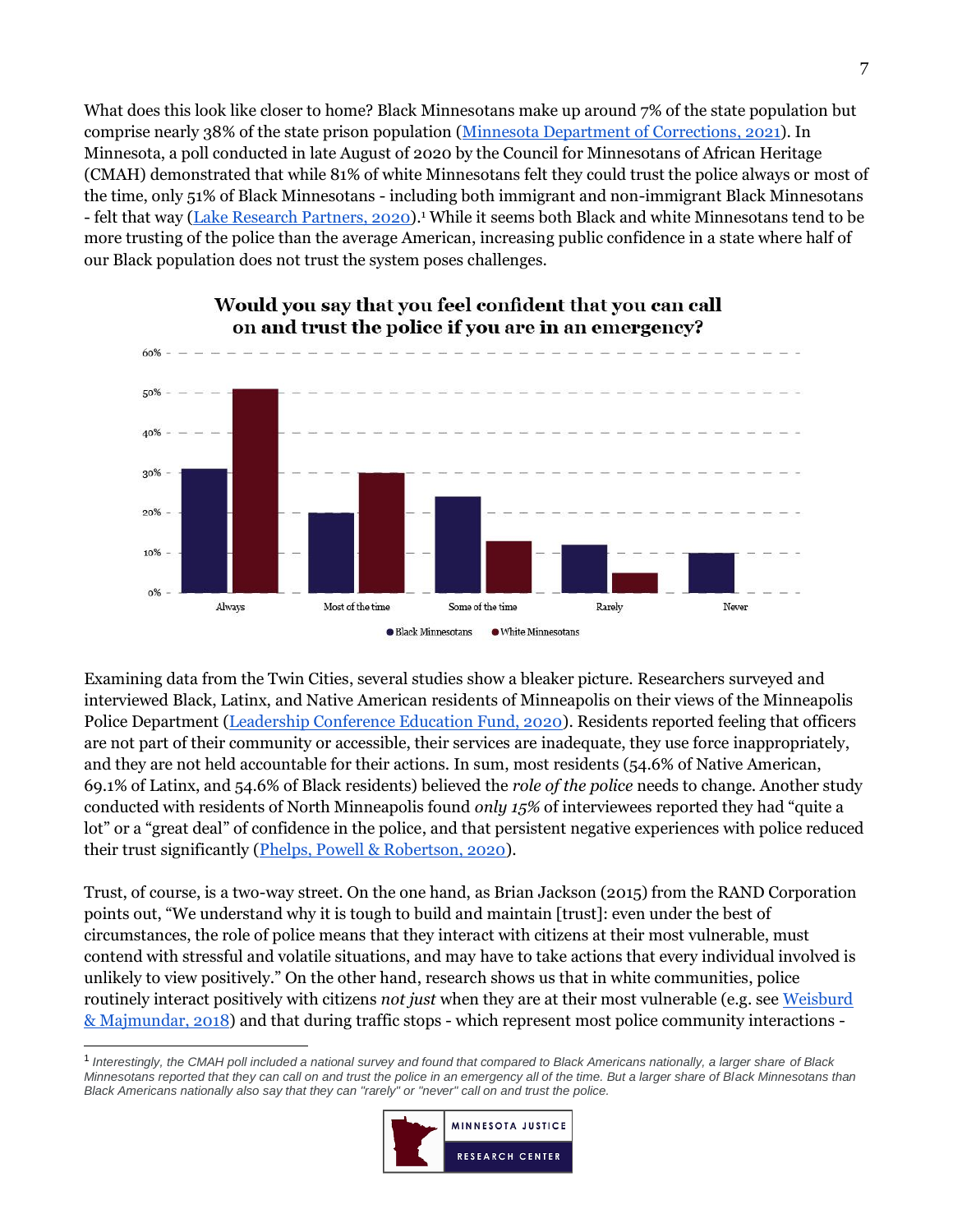What does this look like closer to home? Black Minnesotans make up around 7% of the state population but comprise nearly 38% of the state prison population (Minnesota Department of Corrections, 2021). In Minnesota, a poll conducted in late August of 2020 by the Council for Minnesotans of African Heritage (CMAH) demonstrated that while 81% of white Minnesotans felt they could trust the police always or most of the time, only 51% of Black Minnesotans - including both immigrant and non-immigrant Black Minnesotans - felt that way (Lake Research Partners, 2020).[1] While it seems both Black and white Minnesotans tend to be more trusting of the police than the average American, increasing public confidence in a state where half of our Black population does not trust the system poses challenges.

**Would you say that you feel confident that you can call on and trust the police if you are in an emergency?**

| | Black Minnesotans | White Minnesotans |
|---|---|---|
| Always | 31% | 51% |
| Most of the time | 20% | 30% |
| Some of the time | 24% | 13% |
| Rarely | 12% | 5% |
| Never | 10% | |

Examining data from the Twin Cities, several studies show a bleaker picture. Researchers surveyed and interviewed Black, Latinx, and Native American residents of Minneapolis on their views of the Minneapolis Police Department (Leadership Conference Education Fund, 2020). Residents reported feeling that officers are not part of their community or accessible, their services are inadequate, they use force inappropriately, and they are not held accountable for their actions. In sum, most residents (54.6% of Native American, 69.1% of Latinx, and 54.6% of Black residents) believed the *role of the police* needs to change. Another study conducted with residents of North Minneapolis found *only 15%* of interviewees reported they had "quite a lot" or a "great deal" of confidence in the police, and that persistent negative experiences with police reduced their trust significantly (Phelps, Powell & Robertson, 2020).

Trust, of course, is a two-way street. On the one hand, as Brian Jackson (2015) from the RAND Corporation points out, "We understand why it is tough to build and maintain [trust]: even under the best of circumstances, the role of police means that they interact with citizens at their most vulnerable, must contend with stressful and volatile situations, and may have to take actions that every individual involved is unlikely to view positively." On the other hand, research shows us that in white communities, police routinely interact positively with citizens *not just* when they are at their most vulnerable (e.g. see Weisburd & Majmundar, 2018) and that during traffic stops - which represent most police community interactions -

[1] *Interestingly, the CMAH poll included a national survey and found that compared to Black Americans nationally, a larger share of Black Minnesotans reported that they can call on and trust the police in an emergency all of the time. But a larger share of Black Minnesotans than Black Americans nationally also say that they can "rarely" or "never" call on and trust the police.*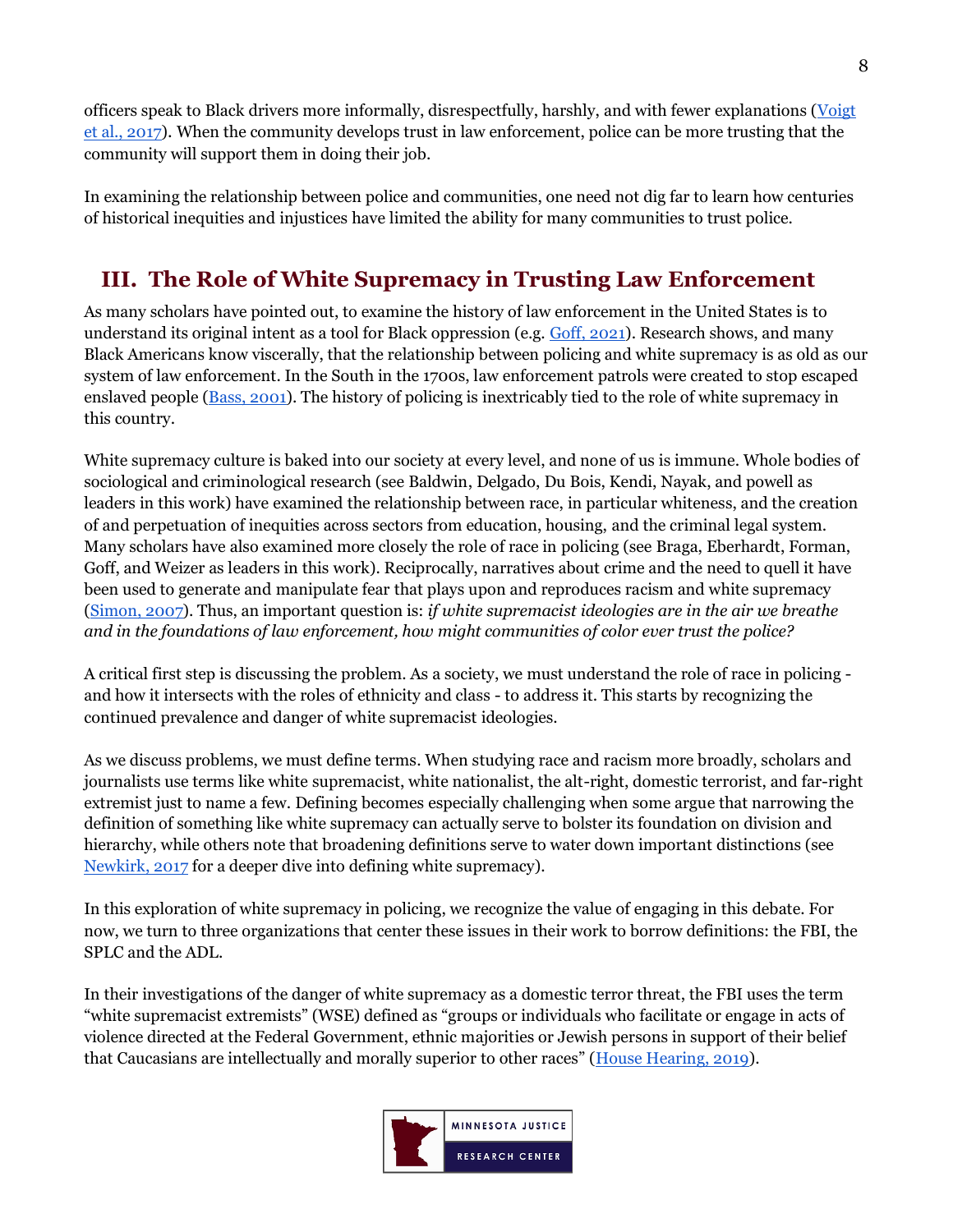officers speak to Black drivers more informally, disrespectfully, harshly, and with fewer explanations (Voigt et al., 2017). When the community develops trust in law enforcement, police can be more trusting that the community will support them in doing their job.

In examining the relationship between police and communities, one need not dig far to learn how centuries of historical inequities and injustices have limited the ability for many communities to trust police.

## III. The Role of White Supremacy in Trusting Law Enforcement

As many scholars have pointed out, to examine the history of law enforcement in the United States is to understand its original intent as a tool for Black oppression (e.g. Goff, 2021). Research shows, and many Black Americans know viscerally, that the relationship between policing and white supremacy is as old as our system of law enforcement. In the South in the 1700s, law enforcement patrols were created to stop escaped enslaved people (Bass, 2001). The history of policing is inextricably tied to the role of white supremacy in this country.

White supremacy culture is baked into our society at every level, and none of us is immune. Whole bodies of sociological and criminological research (see Baldwin, Delgado, Du Bois, Kendi, Nayak, and powell as leaders in this work) have examined the relationship between race, in particular whiteness, and the creation of and perpetuation of inequities across sectors from education, housing, and the criminal legal system. Many scholars have also examined more closely the role of race in policing (see Braga, Eberhardt, Forman, Goff, and Weizer as leaders in this work). Reciprocally, narratives about crime and the need to quell it have been used to generate and manipulate fear that plays upon and reproduces racism and white supremacy (Simon, 2007). Thus, an important question is: *if white supremacist ideologies are in the air we breathe and in the foundations of law enforcement, how might communities of color ever trust the police?*

A critical first step is discussing the problem. As a society, we must understand the role of race in policing - and how it intersects with the roles of ethnicity and class - to address it. This starts by recognizing the continued prevalence and danger of white supremacist ideologies.

As we discuss problems, we must define terms. When studying race and racism more broadly, scholars and journalists use terms like white supremacist, white nationalist, the alt-right, domestic terrorist, and far-right extremist just to name a few. Defining becomes especially challenging when some argue that narrowing the definition of something like white supremacy can actually serve to bolster its foundation on division and hierarchy, while others note that broadening definitions serve to water down important distinctions (see Newkirk, 2017 for a deeper dive into defining white supremacy).

In this exploration of white supremacy in policing, we recognize the value of engaging in this debate. For now, we turn to three organizations that center these issues in their work to borrow definitions: the FBI, the SPLC and the ADL.

In their investigations of the danger of white supremacy as a domestic terror threat, the FBI uses the term "white supremacist extremists" (WSE) defined as "groups or individuals who facilitate or engage in acts of violence directed at the Federal Government, ethnic majorities or Jewish persons in support of their belief that Caucasians are intellectually and morally superior to other races" (House Hearing, 2019).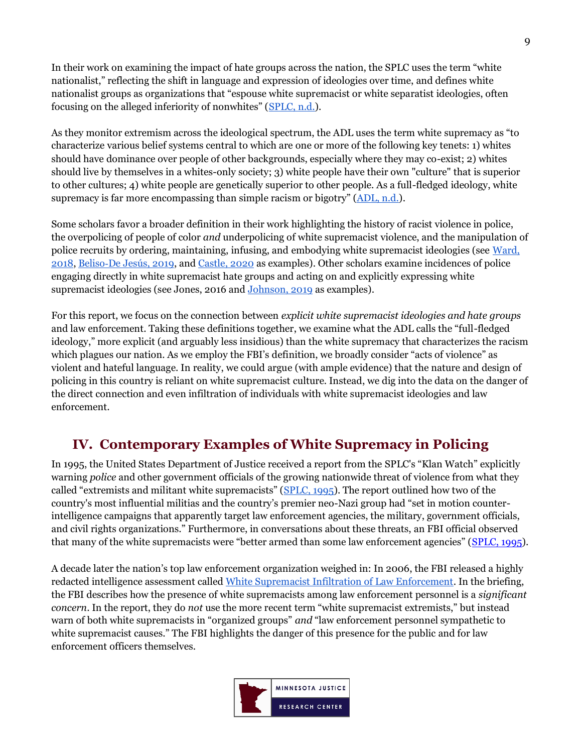In their work on examining the impact of hate groups across the nation, the SPLC uses the term "white nationalist," reflecting the shift in language and expression of ideologies over time, and defines white nationalist groups as organizations that "espouse white supremacist or white separatist ideologies, often focusing on the alleged inferiority of nonwhites" (SPLC, n.d.).

As they monitor extremism across the ideological spectrum, the ADL uses the term white supremacy as "to characterize various belief systems central to which are one or more of the following key tenets: 1) whites should have dominance over people of other backgrounds, especially where they may co-exist; 2) whites should live by themselves in a whites-only society; 3) white people have their own "culture" that is superior to other cultures; 4) white people are genetically superior to other people. As a full-fledged ideology, white supremacy is far more encompassing than simple racism or bigotry" (ADL, n.d.).

Some scholars favor a broader definition in their work highlighting the history of racist violence in police, the overpolicing of people of color *and* underpolicing of white supremacist violence, and the manipulation of police recruits by ordering, maintaining, infusing, and embodying white supremacist ideologies (see Ward, 2018, Beliso-De Jesús, 2019, and Castle, 2020 as examples). Other scholars examine incidences of police engaging directly in white supremacist hate groups and acting on and explicitly expressing white supremacist ideologies (see Jones, 2016 and Johnson, 2019 as examples).

For this report, we focus on the connection between *explicit white supremacist ideologies and hate groups* and law enforcement. Taking these definitions together, we examine what the ADL calls the "full-fledged ideology," more explicit (and arguably less insidious) than the white supremacy that characterizes the racism which plagues our nation. As we employ the FBI's definition, we broadly consider "acts of violence" as violent and hateful language. In reality, we could argue (with ample evidence) that the nature and design of policing in this country is reliant on white supremacist culture. Instead, we dig into the data on the danger of the direct connection and even infiltration of individuals with white supremacist ideologies and law enforcement.

## IV. Contemporary Examples of White Supremacy in Policing

In 1995, the United States Department of Justice received a report from the SPLC's "Klan Watch" explicitly warning *police* and other government officials of the growing nationwide threat of violence from what they called "extremists and militant white supremacists" (SPLC, 1995). The report outlined how two of the country's most influential militias and the country's premier neo-Nazi group had "set in motion counter-intelligence campaigns that apparently target law enforcement agencies, the military, government officials, and civil rights organizations." Furthermore, in conversations about these threats, an FBI official observed that many of the white supremacists were "better armed than some law enforcement agencies" (SPLC, 1995).

A decade later the nation's top law enforcement organization weighed in: In 2006, the FBI released a highly redacted intelligence assessment called White Supremacist Infiltration of Law Enforcement. In the briefing, the FBI describes how the presence of white supremacists among law enforcement personnel is a *significant concern*. In the report, they do *not* use the more recent term "white supremacist extremists," but instead warn of both white supremacists in "organized groups" *and* "law enforcement personnel sympathetic to white supremacist causes." The FBI highlights the danger of this presence for the public and for law enforcement officers themselves.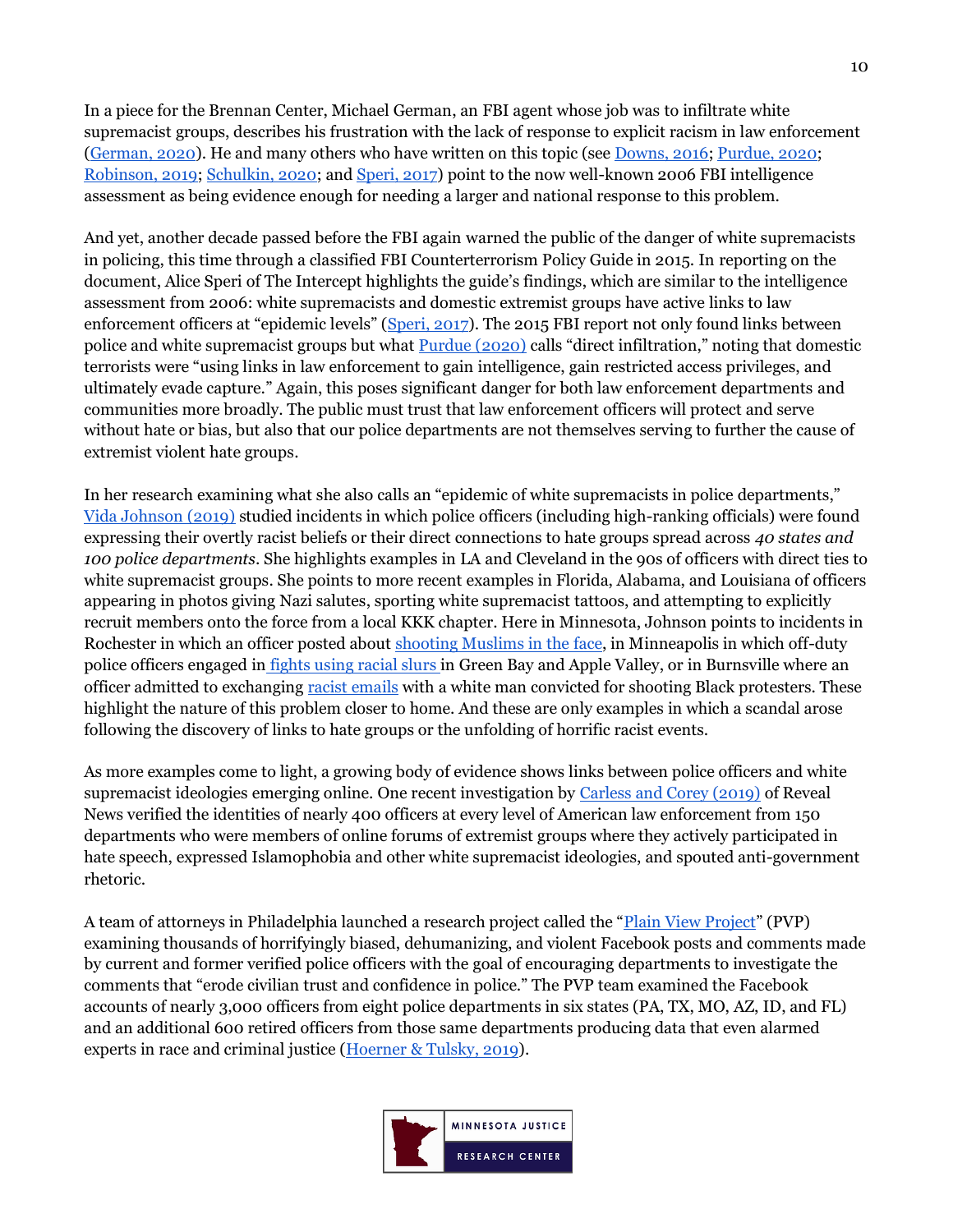In a piece for the Brennan Center, Michael German, an FBI agent whose job was to infiltrate white supremacist groups, describes his frustration with the lack of response to explicit racism in law enforcement (German, 2020). He and many others who have written on this topic (see Downs, 2016; Purdue, 2020; Robinson, 2019; Schulkin, 2020; and Speri, 2017) point to the now well-known 2006 FBI intelligence assessment as being evidence enough for needing a larger and national response to this problem.

And yet, another decade passed before the FBI again warned the public of the danger of white supremacists in policing, this time through a classified FBI Counterterrorism Policy Guide in 2015. In reporting on the document, Alice Speri of The Intercept highlights the guide's findings, which are similar to the intelligence assessment from 2006: white supremacists and domestic extremist groups have active links to law enforcement officers at "epidemic levels" (Speri, 2017). The 2015 FBI report not only found links between police and white supremacist groups but what Purdue (2020) calls "direct infiltration," noting that domestic terrorists were "using links in law enforcement to gain intelligence, gain restricted access privileges, and ultimately evade capture." Again, this poses significant danger for both law enforcement departments and communities more broadly. The public must trust that law enforcement officers will protect and serve without hate or bias, but also that our police departments are not themselves serving to further the cause of extremist violent hate groups.

In her research examining what she also calls an "epidemic of white supremacists in police departments," Vida Johnson (2019) studied incidents in which police officers (including high-ranking officials) were found expressing their overtly racist beliefs or their direct connections to hate groups spread across *40 states and 100 police departments*. She highlights examples in LA and Cleveland in the 90s of officers with direct ties to white supremacist groups. She points to more recent examples in Florida, Alabama, and Louisiana of officers appearing in photos giving Nazi salutes, sporting white supremacist tattoos, and attempting to explicitly recruit members onto the force from a local KKK chapter. Here in Minnesota, Johnson points to incidents in Rochester in which an officer posted about shooting Muslims in the face, in Minneapolis in which off-duty police officers engaged in fights using racial slurs in Green Bay and Apple Valley, or in Burnsville where an officer admitted to exchanging racist emails with a white man convicted for shooting Black protesters. These highlight the nature of this problem closer to home. And these are only examples in which a scandal arose following the discovery of links to hate groups or the unfolding of horrific racist events.

As more examples come to light, a growing body of evidence shows links between police officers and white supremacist ideologies emerging online. One recent investigation by Carless and Corey (2019) of Reveal News verified the identities of nearly 400 officers at every level of American law enforcement from 150 departments who were members of online forums of extremist groups where they actively participated in hate speech, expressed Islamophobia and other white supremacist ideologies, and spouted anti-government rhetoric.

A team of attorneys in Philadelphia launched a research project called the "Plain View Project" (PVP) examining thousands of horrifyingly biased, dehumanizing, and violent Facebook posts and comments made by current and former verified police officers with the goal of encouraging departments to investigate the comments that "erode civilian trust and confidence in police." The PVP team examined the Facebook accounts of nearly 3,000 officers from eight police departments in six states (PA, TX, MO, AZ, ID, and FL) and an additional 600 retired officers from those same departments producing data that even alarmed experts in race and criminal justice (Hoerner & Tulsky, 2019).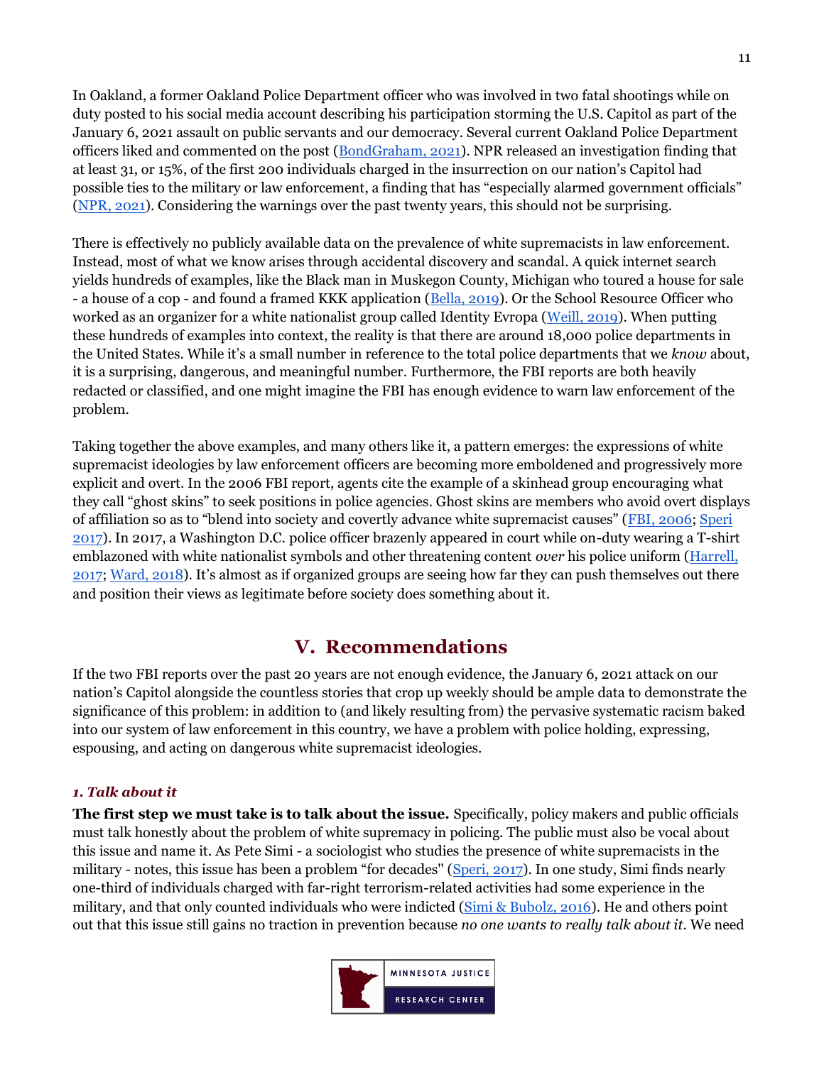In Oakland, a former Oakland Police Department officer who was involved in two fatal shootings while on duty posted to his social media account describing his participation storming the U.S. Capitol as part of the January 6, 2021 assault on public servants and our democracy. Several current Oakland Police Department officers liked and commented on the post (BondGraham, 2021). NPR released an investigation finding that at least 31, or 15%, of the first 200 individuals charged in the insurrection on our nation's Capitol had possible ties to the military or law enforcement, a finding that has "especially alarmed government officials" (NPR, 2021). Considering the warnings over the past twenty years, this should not be surprising.

There is effectively no publicly available data on the prevalence of white supremacists in law enforcement. Instead, most of what we know arises through accidental discovery and scandal. A quick internet search yields hundreds of examples, like the Black man in Muskegon County, Michigan who toured a house for sale - a house of a cop - and found a framed KKK application (Bella, 2019). Or the School Resource Officer who worked as an organizer for a white nationalist group called Identity Evropa (Weill, 2019). When putting these hundreds of examples into context, the reality is that there are around 18,000 police departments in the United States. While it's a small number in reference to the total police departments that we *know* about, it is a surprising, dangerous, and meaningful number. Furthermore, the FBI reports are both heavily redacted or classified, and one might imagine the FBI has enough evidence to warn law enforcement of the problem.

Taking together the above examples, and many others like it, a pattern emerges: the expressions of white supremacist ideologies by law enforcement officers are becoming more emboldened and progressively more explicit and overt. In the 2006 FBI report, agents cite the example of a skinhead group encouraging what they call "ghost skins" to seek positions in police agencies. Ghost skins are members who avoid overt displays of affiliation so as to "blend into society and covertly advance white supremacist causes" (FBI, 2006; Speri 2017). In 2017, a Washington D.C. police officer brazenly appeared in court while on-duty wearing a T-shirt emblazoned with white nationalist symbols and other threatening content *over* his police uniform (Harrell, 2017; Ward, 2018). It's almost as if organized groups are seeing how far they can push themselves out there and position their views as legitimate before society does something about it.

## V. Recommendations

If the two FBI reports over the past 20 years are not enough evidence, the January 6, 2021 attack on our nation's Capitol alongside the countless stories that crop up weekly should be ample data to demonstrate the significance of this problem: in addition to (and likely resulting from) the pervasive systematic racism baked into our system of law enforcement in this country, we have a problem with police holding, expressing, espousing, and acting on dangerous white supremacist ideologies.

### *1. Talk about it*

**The first step we must take is to talk about the issue.** Specifically, policy makers and public officials must talk honestly about the problem of white supremacy in policing. The public must also be vocal about this issue and name it. As Pete Simi - a sociologist who studies the presence of white supremacists in the military - notes, this issue has been a problem "for decades" (Speri, 2017). In one study, Simi finds nearly one-third of individuals charged with far-right terrorism-related activities had some experience in the military, and that only counted individuals who were indicted (Simi & Bubolz, 2016). He and others point out that this issue still gains no traction in prevention because *no one wants to really talk about it*. We need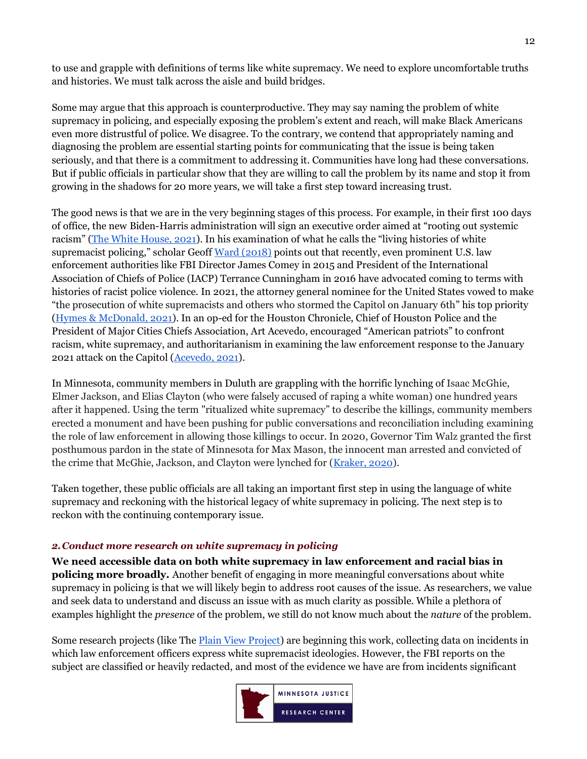to use and grapple with definitions of terms like white supremacy. We need to explore uncomfortable truths and histories. We must talk across the aisle and build bridges.

Some may argue that this approach is counterproductive. They may say naming the problem of white supremacy in policing, and especially exposing the problem's extent and reach, will make Black Americans even more distrustful of police. We disagree. To the contrary, we contend that appropriately naming and diagnosing the problem are essential starting points for communicating that the issue is being taken seriously, and that there is a commitment to addressing it. Communities have long had these conversations. But if public officials in particular show that they are willing to call the problem by its name and stop it from growing in the shadows for 20 more years, we will take a first step toward increasing trust.

The good news is that we are in the very beginning stages of this process. For example, in their first 100 days of office, the new Biden-Harris administration will sign an executive order aimed at "rooting out systemic racism" (The White House, 2021). In his examination of what he calls the "living histories of white supremacist policing," scholar Geoff Ward (2018) points out that recently, even prominent U.S. law enforcement authorities like FBI Director James Comey in 2015 and President of the International Association of Chiefs of Police (IACP) Terrance Cunningham in 2016 have advocated coming to terms with histories of racist police violence. In 2021, the attorney general nominee for the United States vowed to make "the prosecution of white supremacists and others who stormed the Capitol on January 6th" his top priority (Hymes & McDonald, 2021). In an op-ed for the Houston Chronicle, Chief of Houston Police and the President of Major Cities Chiefs Association, Art Acevedo, encouraged "American patriots" to confront racism, white supremacy, and authoritarianism in examining the law enforcement response to the January 2021 attack on the Capitol (Acevedo, 2021).

In Minnesota, community members in Duluth are grappling with the horrific lynching of Isaac McGhie, Elmer Jackson, and Elias Clayton (who were falsely accused of raping a white woman) one hundred years after it happened. Using the term "ritualized white supremacy" to describe the killings, community members erected a monument and have been pushing for public conversations and reconciliation including examining the role of law enforcement in allowing those killings to occur. In 2020, Governor Tim Walz granted the first posthumous pardon in the state of Minnesota for Max Mason, the innocent man arrested and convicted of the crime that McGhie, Jackson, and Clayton were lynched for (Kraker, 2020).

Taken together, these public officials are all taking an important first step in using the language of white supremacy and reckoning with the historical legacy of white supremacy in policing. The next step is to reckon with the continuing contemporary issue.

### *2. Conduct more research on white supremacy in policing*

**We need accessible data on both white supremacy in law enforcement and racial bias in policing more broadly.** Another benefit of engaging in more meaningful conversations about white supremacy in policing is that we will likely begin to address root causes of the issue. As researchers, we value and seek data to understand and discuss an issue with as much clarity as possible. While a plethora of examples highlight the *presence* of the problem, we still do not know much about the *nature* of the problem.

Some research projects (like The Plain View Project) are beginning this work, collecting data on incidents in which law enforcement officers express white supremacist ideologies. However, the FBI reports on the subject are classified or heavily redacted, and most of the evidence we have are from incidents significant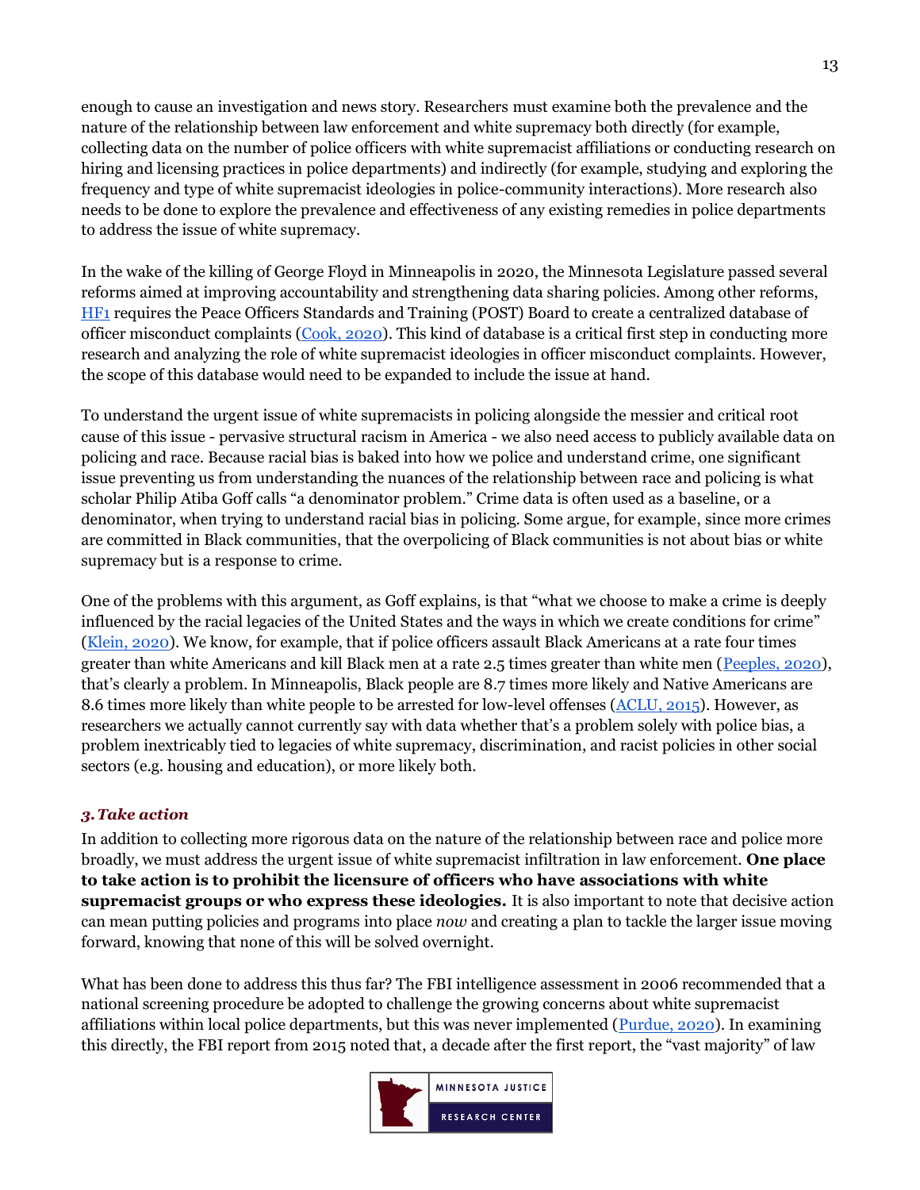enough to cause an investigation and news story. Researchers must examine both the prevalence and the nature of the relationship between law enforcement and white supremacy both directly (for example, collecting data on the number of police officers with white supremacist affiliations or conducting research on hiring and licensing practices in police departments) and indirectly (for example, studying and exploring the frequency and type of white supremacist ideologies in police-community interactions). More research also needs to be done to explore the prevalence and effectiveness of any existing remedies in police departments to address the issue of white supremacy.

In the wake of the killing of George Floyd in Minneapolis in 2020, the Minnesota Legislature passed several reforms aimed at improving accountability and strengthening data sharing policies. Among other reforms, HF1 requires the Peace Officers Standards and Training (POST) Board to create a centralized database of officer misconduct complaints (Cook, 2020). This kind of database is a critical first step in conducting more research and analyzing the role of white supremacist ideologies in officer misconduct complaints. However, the scope of this database would need to be expanded to include the issue at hand.

To understand the urgent issue of white supremacists in policing alongside the messier and critical root cause of this issue - pervasive structural racism in America - we also need access to publicly available data on policing and race. Because racial bias is baked into how we police and understand crime, one significant issue preventing us from understanding the nuances of the relationship between race and policing is what scholar Philip Atiba Goff calls "a denominator problem." Crime data is often used as a baseline, or a denominator, when trying to understand racial bias in policing. Some argue, for example, since more crimes are committed in Black communities, that the overpolicing of Black communities is not about bias or white supremacy but is a response to crime.

One of the problems with this argument, as Goff explains, is that "what we choose to make a crime is deeply influenced by the racial legacies of the United States and the ways in which we create conditions for crime" (Klein, 2020). We know, for example, that if police officers assault Black Americans at a rate four times greater than white Americans and kill Black men at a rate 2.5 times greater than white men (Peeples, 2020), that's clearly a problem. In Minneapolis, Black people are 8.7 times more likely and Native Americans are 8.6 times more likely than white people to be arrested for low-level offenses (ACLU, 2015). However, as researchers we actually cannot currently say with data whether that's a problem solely with police bias, a problem inextricably tied to legacies of white supremacy, discrimination, and racist policies in other social sectors (e.g. housing and education), or more likely both.

### *3. Take action*

In addition to collecting more rigorous data on the nature of the relationship between race and police more broadly, we must address the urgent issue of white supremacist infiltration in law enforcement. **One place to take action is to prohibit the licensure of officers who have associations with white supremacist groups or who express these ideologies.** It is also important to note that decisive action can mean putting policies and programs into place *now* and creating a plan to tackle the larger issue moving forward, knowing that none of this will be solved overnight.

What has been done to address this thus far? The FBI intelligence assessment in 2006 recommended that a national screening procedure be adopted to challenge the growing concerns about white supremacist affiliations within local police departments, but this was never implemented (Purdue, 2020). In examining this directly, the FBI report from 2015 noted that, a decade after the first report, the "vast majority" of law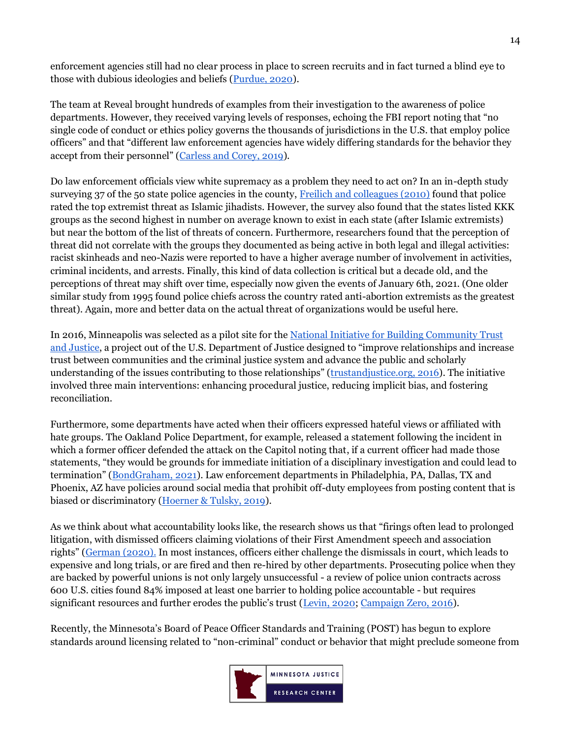enforcement agencies still had no clear process in place to screen recruits and in fact turned a blind eye to those with dubious ideologies and beliefs (Purdue, 2020).

The team at Reveal brought hundreds of examples from their investigation to the awareness of police departments. However, they received varying levels of responses, echoing the FBI report noting that "no single code of conduct or ethics policy governs the thousands of jurisdictions in the U.S. that employ police officers" and that "different law enforcement agencies have widely differing standards for the behavior they accept from their personnel" (Carless and Corey, 2019).

Do law enforcement officials view white supremacy as a problem they need to act on? In an in-depth study surveying 37 of the 50 state police agencies in the county, Freilich and colleagues (2010) found that police rated the top extremist threat as Islamic jihadists. However, the survey also found that the states listed KKK groups as the second highest in number on average known to exist in each state (after Islamic extremists) but near the bottom of the list of threats of concern. Furthermore, researchers found that the perception of threat did not correlate with the groups they documented as being active in both legal and illegal activities: racist skinheads and neo-Nazis were reported to have a higher average number of involvement in activities, criminal incidents, and arrests. Finally, this kind of data collection is critical but a decade old, and the perceptions of threat may shift over time, especially now given the events of January 6th, 2021. (One older similar study from 1995 found police chiefs across the country rated anti-abortion extremists as the greatest threat). Again, more and better data on the actual threat of organizations would be useful here.

In 2016, Minneapolis was selected as a pilot site for the National Initiative for Building Community Trust and Justice, a project out of the U.S. Department of Justice designed to "improve relationships and increase trust between communities and the criminal justice system and advance the public and scholarly understanding of the issues contributing to those relationships" (trustandjustice.org, 2016). The initiative involved three main interventions: enhancing procedural justice, reducing implicit bias, and fostering reconciliation.

Furthermore, some departments have acted when their officers expressed hateful views or affiliated with hate groups. The Oakland Police Department, for example, released a statement following the incident in which a former officer defended the attack on the Capitol noting that, if a current officer had made those statements, "they would be grounds for immediate initiation of a disciplinary investigation and could lead to termination" (BondGraham, 2021). Law enforcement departments in Philadelphia, PA, Dallas, TX and Phoenix, AZ have policies around social media that prohibit off-duty employees from posting content that is biased or discriminatory (Hoerner & Tulsky, 2019).

As we think about what accountability looks like, the research shows us that "firings often lead to prolonged litigation, with dismissed officers claiming violations of their First Amendment speech and association rights" (German (2020). In most instances, officers either challenge the dismissals in court, which leads to expensive and long trials, or are fired and then re-hired by other departments. Prosecuting police when they are backed by powerful unions is not only largely unsuccessful - a review of police union contracts across 600 U.S. cities found 84% imposed at least one barrier to holding police accountable - but requires significant resources and further erodes the public's trust (Levin, 2020; Campaign Zero, 2016).

Recently, the Minnesota's Board of Peace Officer Standards and Training (POST) has begun to explore standards around licensing related to "non-criminal" conduct or behavior that might preclude someone from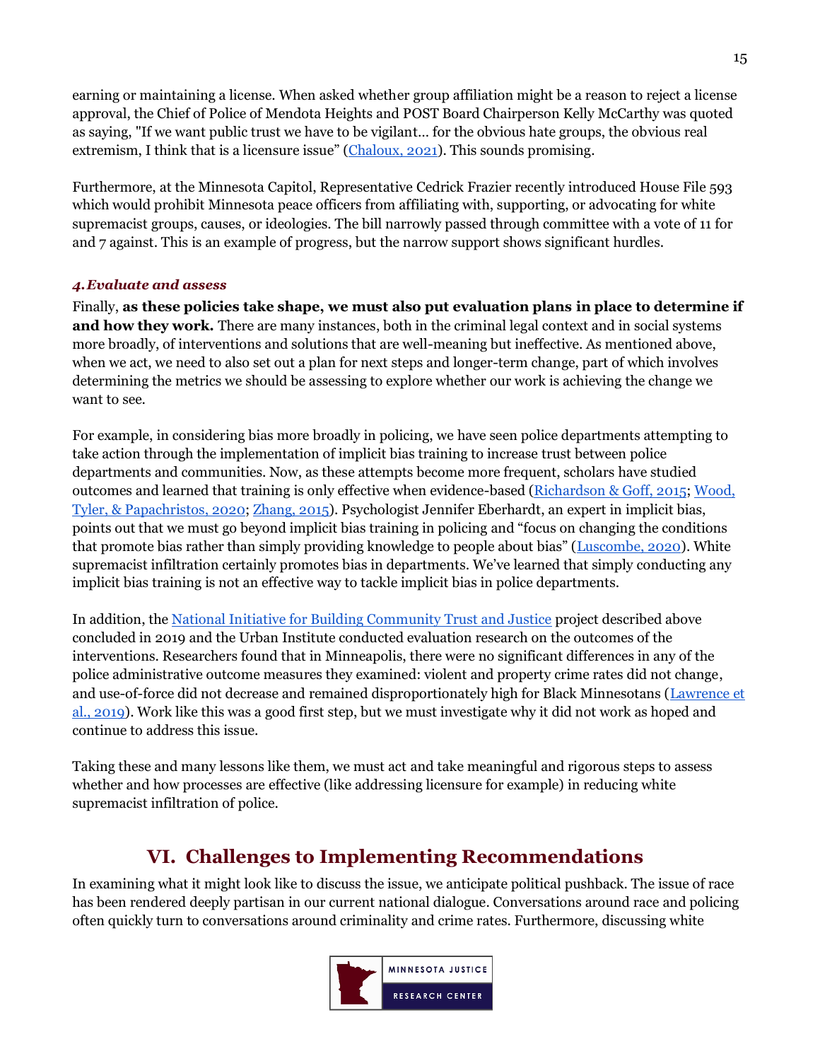earning or maintaining a license. When asked whether group affiliation might be a reason to reject a license approval, the Chief of Police of Mendota Heights and POST Board Chairperson Kelly McCarthy was quoted as saying, "If we want public trust we have to be vigilant… for the obvious hate groups, the obvious real extremism, I think that is a licensure issue" (Chaloux, 2021). This sounds promising.

Furthermore, at the Minnesota Capitol, Representative Cedrick Frazier recently introduced House File 593 which would prohibit Minnesota peace officers from affiliating with, supporting, or advocating for white supremacist groups, causes, or ideologies. The bill narrowly passed through committee with a vote of 11 for and 7 against. This is an example of progress, but the narrow support shows significant hurdles.

#### *4. Evaluate and assess*

Finally, **as these policies take shape, we must also put evaluation plans in place to determine if and how they work.** There are many instances, both in the criminal legal context and in social systems more broadly, of interventions and solutions that are well-meaning but ineffective. As mentioned above, when we act, we need to also set out a plan for next steps and longer-term change, part of which involves determining the metrics we should be assessing to explore whether our work is achieving the change we want to see.

For example, in considering bias more broadly in policing, we have seen police departments attempting to take action through the implementation of implicit bias training to increase trust between police departments and communities. Now, as these attempts become more frequent, scholars have studied outcomes and learned that training is only effective when evidence-based (Richardson & Goff, 2015; Wood, Tyler, & Papachristos, 2020; Zhang, 2015). Psychologist Jennifer Eberhardt, an expert in implicit bias, points out that we must go beyond implicit bias training in policing and "focus on changing the conditions that promote bias rather than simply providing knowledge to people about bias" (Luscombe, 2020). White supremacist infiltration certainly promotes bias in departments. We've learned that simply conducting any implicit bias training is not an effective way to tackle implicit bias in police departments.

In addition, the National Initiative for Building Community Trust and Justice project described above concluded in 2019 and the Urban Institute conducted evaluation research on the outcomes of the interventions. Researchers found that in Minneapolis, there were no significant differences in any of the police administrative outcome measures they examined: violent and property crime rates did not change, and use-of-force did not decrease and remained disproportionately high for Black Minnesotans (Lawrence et al., 2019). Work like this was a good first step, but we must investigate why it did not work as hoped and continue to address this issue.

Taking these and many lessons like them, we must act and take meaningful and rigorous steps to assess whether and how processes are effective (like addressing licensure for example) in reducing white supremacist infiltration of police.

## VI. Challenges to Implementing Recommendations

In examining what it might look like to discuss the issue, we anticipate political pushback. The issue of race has been rendered deeply partisan in our current national dialogue. Conversations around race and policing often quickly turn to conversations around criminality and crime rates. Furthermore, discussing white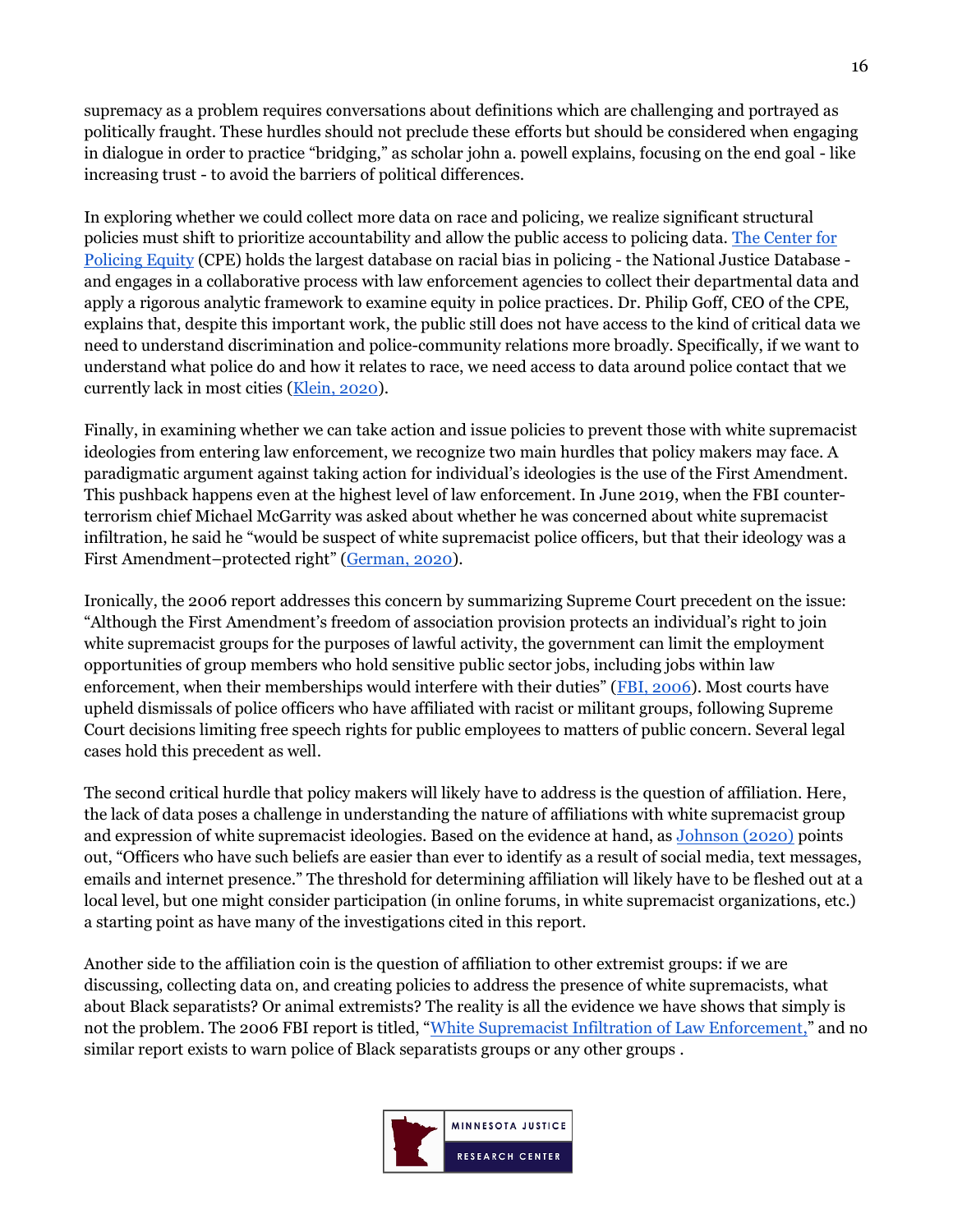supremacy as a problem requires conversations about definitions which are challenging and portrayed as politically fraught. These hurdles should not preclude these efforts but should be considered when engaging in dialogue in order to practice "bridging," as scholar john a. powell explains, focusing on the end goal - like increasing trust - to avoid the barriers of political differences.

In exploring whether we could collect more data on race and policing, we realize significant structural policies must shift to prioritize accountability and allow the public access to policing data. The Center for Policing Equity (CPE) holds the largest database on racial bias in policing - the National Justice Database - and engages in a collaborative process with law enforcement agencies to collect their departmental data and apply a rigorous analytic framework to examine equity in police practices. Dr. Philip Goff, CEO of the CPE, explains that, despite this important work, the public still does not have access to the kind of critical data we need to understand discrimination and police-community relations more broadly. Specifically, if we want to understand what police do and how it relates to race, we need access to data around police contact that we currently lack in most cities (Klein, 2020).

Finally, in examining whether we can take action and issue policies to prevent those with white supremacist ideologies from entering law enforcement, we recognize two main hurdles that policy makers may face. A paradigmatic argument against taking action for individual's ideologies is the use of the First Amendment. This pushback happens even at the highest level of law enforcement. In June 2019, when the FBI counter-terrorism chief Michael McGarrity was asked about whether he was concerned about white supremacist infiltration, he said he "would be suspect of white supremacist police officers, but that their ideology was a First Amendment–protected right" (German, 2020).

Ironically, the 2006 report addresses this concern by summarizing Supreme Court precedent on the issue: "Although the First Amendment's freedom of association provision protects an individual's right to join white supremacist groups for the purposes of lawful activity, the government can limit the employment opportunities of group members who hold sensitive public sector jobs, including jobs within law enforcement, when their memberships would interfere with their duties" (FBI, 2006). Most courts have upheld dismissals of police officers who have affiliated with racist or militant groups, following Supreme Court decisions limiting free speech rights for public employees to matters of public concern. Several legal cases hold this precedent as well.

The second critical hurdle that policy makers will likely have to address is the question of affiliation. Here, the lack of data poses a challenge in understanding the nature of affiliations with white supremacist group and expression of white supremacist ideologies. Based on the evidence at hand, as Johnson (2020) points out, "Officers who have such beliefs are easier than ever to identify as a result of social media, text messages, emails and internet presence." The threshold for determining affiliation will likely have to be fleshed out at a local level, but one might consider participation (in online forums, in white supremacist organizations, etc.) a starting point as have many of the investigations cited in this report.

Another side to the affiliation coin is the question of affiliation to other extremist groups: if we are discussing, collecting data on, and creating policies to address the presence of white supremacists, what about Black separatists? Or animal extremists? The reality is all the evidence we have shows that simply is not the problem. The 2006 FBI report is titled, "White Supremacist Infiltration of Law Enforcement," and no similar report exists to warn police of Black separatists groups or any other groups .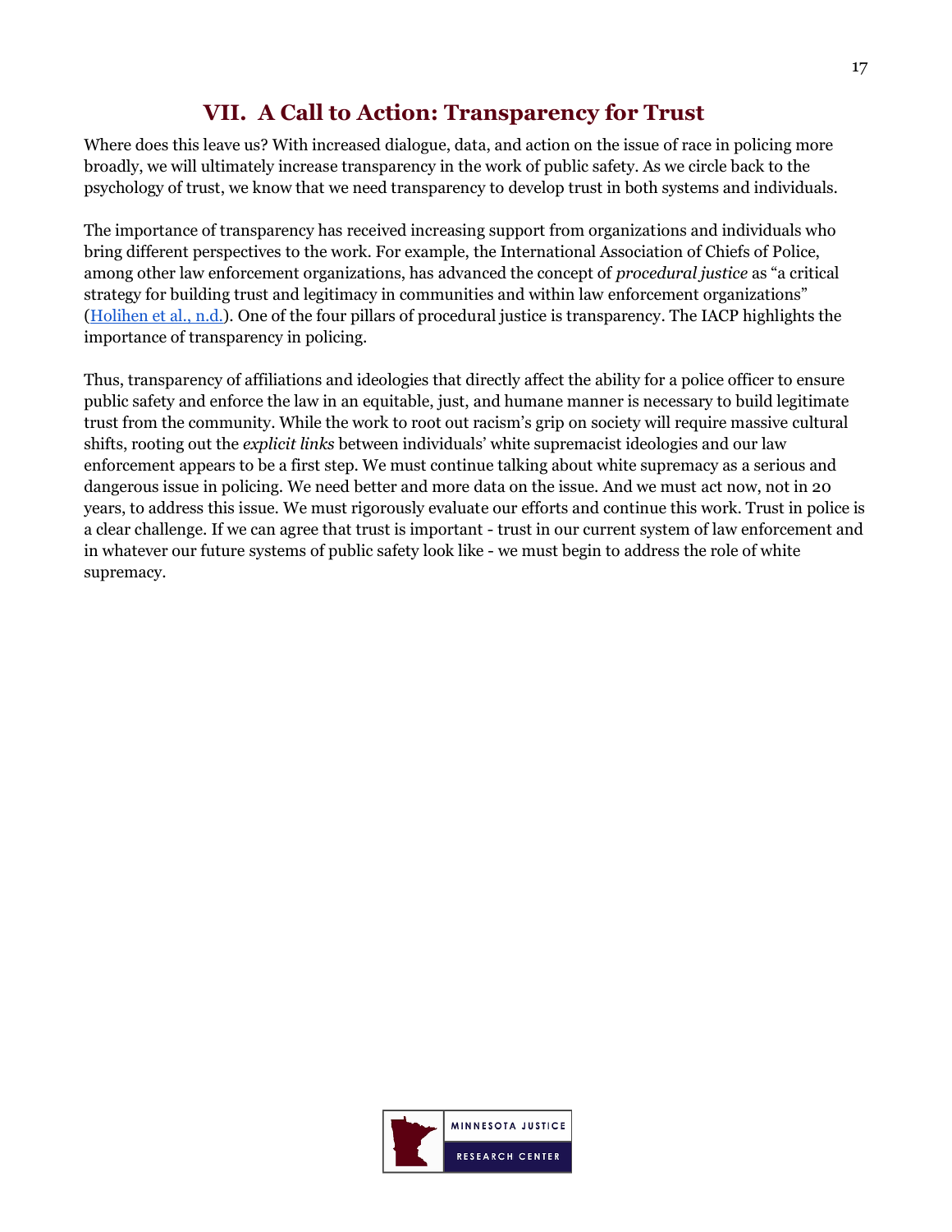## VII. A Call to Action: Transparency for Trust

Where does this leave us? With increased dialogue, data, and action on the issue of race in policing more broadly, we will ultimately increase transparency in the work of public safety. As we circle back to the psychology of trust, we know that we need transparency to develop trust in both systems and individuals.

The importance of transparency has received increasing support from organizations and individuals who bring different perspectives to the work. For example, the International Association of Chiefs of Police, among other law enforcement organizations, has advanced the concept of *procedural justice* as "a critical strategy for building trust and legitimacy in communities and within law enforcement organizations" (Holihen et al., n.d.). One of the four pillars of procedural justice is transparency. The IACP highlights the importance of transparency in policing.

Thus, transparency of affiliations and ideologies that directly affect the ability for a police officer to ensure public safety and enforce the law in an equitable, just, and humane manner is necessary to build legitimate trust from the community. While the work to root out racism's grip on society will require massive cultural shifts, rooting out the *explicit links* between individuals' white supremacist ideologies and our law enforcement appears to be a first step. We must continue talking about white supremacy as a serious and dangerous issue in policing. We need better and more data on the issue. And we must act now, not in 20 years, to address this issue. We must rigorously evaluate our efforts and continue this work. Trust in police is a clear challenge. If we can agree that trust is important - trust in our current system of law enforcement and in whatever our future systems of public safety look like - we must begin to address the role of white supremacy.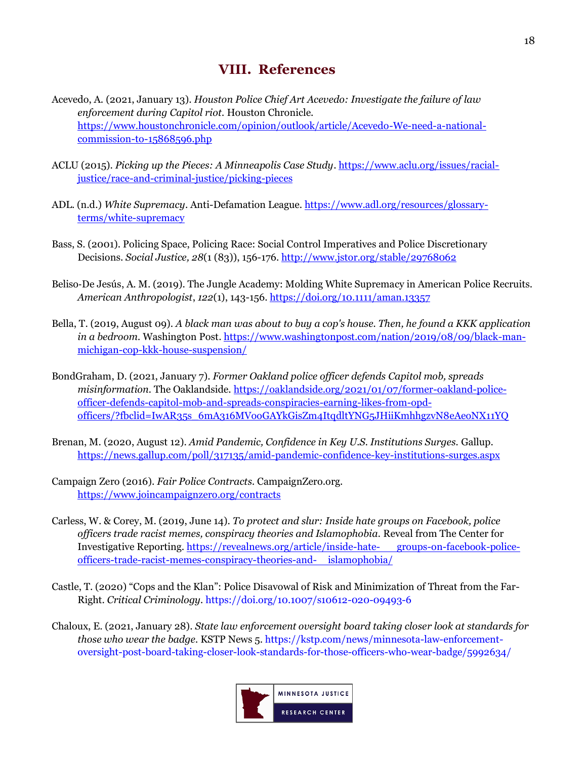## VIII. References

Acevedo, A. (2021, January 13). *Houston Police Chief Art Acevedo: Investigate the failure of law enforcement during Capitol riot.* Houston Chronicle. https://www.houstonchronicle.com/opinion/outlook/article/Acevedo-We-need-a-national-commission-to-15868596.php

ACLU (2015). *Picking up the Pieces: A Minneapolis Case Study*. https://www.aclu.org/issues/racial-justice/race-and-criminal-justice/picking-pieces

ADL. (n.d.) *White Supremacy*. Anti-Defamation League. https://www.adl.org/resources/glossary-terms/white-supremacy

Bass, S. (2001). Policing Space, Policing Race: Social Control Imperatives and Police Discretionary Decisions. *Social Justice, 28*(1 (83)), 156-176. http://www.jstor.org/stable/29768062

Beliso-De Jesús, A. M. (2019). The Jungle Academy: Molding White Supremacy in American Police Recruits. *American Anthropologist*, *122*(1), 143-156. https://doi.org/10.1111/aman.13357

Bella, T. (2019, August 09). *A black man was about to buy a cop's house. Then, he found a KKK application in a bedroom.* Washington Post. https://www.washingtonpost.com/nation/2019/08/09/black-man-michigan-cop-kkk-house-suspension/

BondGraham, D. (2021, January 7). *Former Oakland police officer defends Capitol mob, spreads misinformation.* The Oaklandside. https://oaklandside.org/2021/01/07/former-oakland-police-officer-defends-capitol-mob-and-spreads-conspiracies-earning-likes-from-opd-officers/?fbclid=IwAR35s_6mA316MVooGAYkGisZm4ItqdltYNG5JHiiKmhhgzvN8eAeoNX11YQ

Brenan, M. (2020, August 12). *Amid Pandemic, Confidence in Key U.S. Institutions Surges.* Gallup. https://news.gallup.com/poll/317135/amid-pandemic-confidence-key-institutions-surges.aspx

Campaign Zero (2016). *Fair Police Contracts*. CampaignZero.org. https://www.joincampaignzero.org/contracts

Carless, W. & Corey, M. (2019, June 14). *To protect and slur: Inside hate groups on Facebook, police officers trade racist memes, conspiracy theories and Islamophobia.* Reveal from The Center for Investigative Reporting. https://revealnews.org/article/inside-hate- groups-on-facebook-police-officers-trade-racist-memes-conspiracy-theories-and- islamophobia/

Castle, T. (2020) "Cops and the Klan": Police Disavowal of Risk and Minimization of Threat from the Far-Right. *Critical Criminology*. https://doi.org/10.1007/s10612-020-09493-6

Chaloux, E. (2021, January 28). *State law enforcement oversight board taking closer look at standards for those who wear the badge*. KSTP News 5. https://kstp.com/news/minnesota-law-enforcement-oversight-post-board-taking-closer-look-standards-for-those-officers-who-wear-badge/5992634/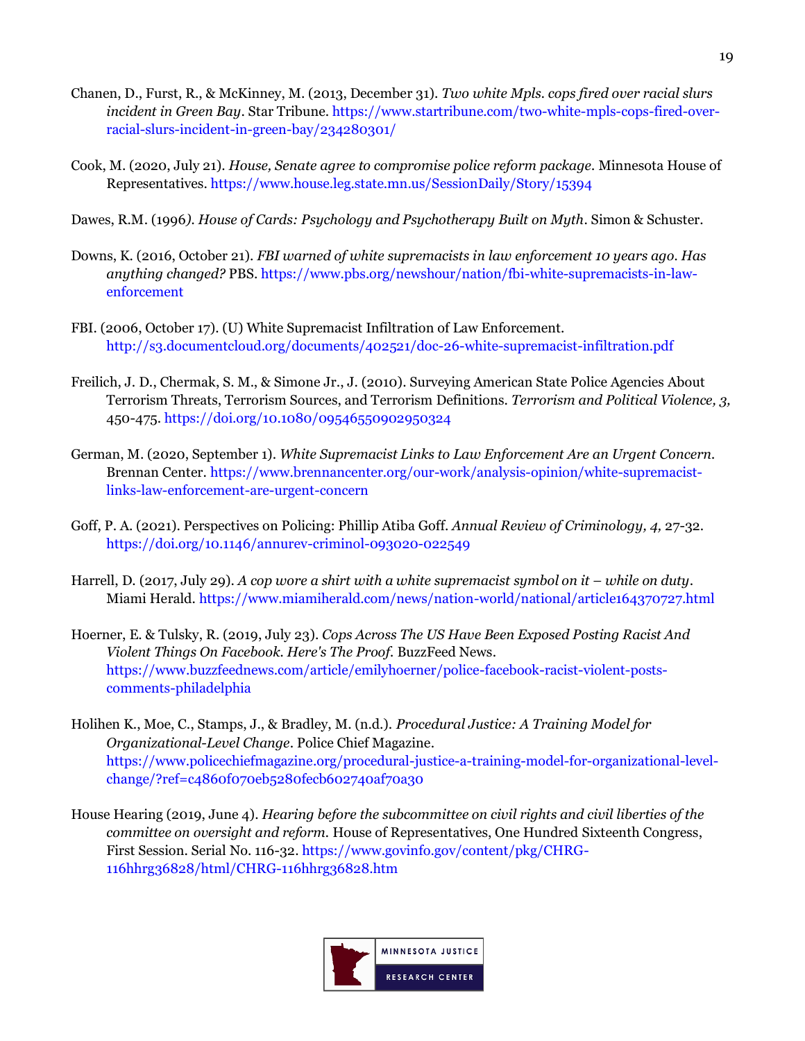Chanen, D., Furst, R., & McKinney, M. (2013, December 31). *Two white Mpls. cops fired over racial slurs incident in Green Bay*. Star Tribune. https://www.startribune.com/two-white-mpls-cops-fired-over-racial-slurs-incident-in-green-bay/234280301/

Cook, M. (2020, July 21). *House, Senate agree to compromise police reform package*. Minnesota House of Representatives. https://www.house.leg.state.mn.us/SessionDaily/Story/15394

Dawes, R.M. (1996*). House of Cards: Psychology and Psychotherapy Built on Myth*. Simon & Schuster.

Downs, K. (2016, October 21). *FBI warned of white supremacists in law enforcement 10 years ago. Has anything changed?* PBS. https://www.pbs.org/newshour/nation/fbi-white-supremacists-in-law-enforcement

FBI. (2006, October 17). (U) White Supremacist Infiltration of Law Enforcement. http://s3.documentcloud.org/documents/402521/doc-26-white-supremacist-infiltration.pdf

Freilich, J. D., Chermak, S. M., & Simone Jr., J. (2010). Surveying American State Police Agencies About Terrorism Threats, Terrorism Sources, and Terrorism Definitions. *Terrorism and Political Violence, 3,* 450-475. https://doi.org/10.1080/09546550902950324

German, M. (2020, September 1). *White Supremacist Links to Law Enforcement Are an Urgent Concern*. Brennan Center. https://www.brennancenter.org/our-work/analysis-opinion/white-supremacist-links-law-enforcement-are-urgent-concern

Goff, P. A. (2021). Perspectives on Policing: Phillip Atiba Goff. *Annual Review of Criminology, 4,* 27-32. https://doi.org/10.1146/annurev-criminol-093020-022549

Harrell, D. (2017, July 29). *A cop wore a shirt with a white supremacist symbol on it – while on duty*. Miami Herald. https://www.miamiherald.com/news/nation-world/national/article164370727.html

Hoerner, E. & Tulsky, R. (2019, July 23). *Cops Across The US Have Been Exposed Posting Racist And Violent Things On Facebook. Here's The Proof.* BuzzFeed News. https://www.buzzfeednews.com/article/emilyhoerner/police-facebook-racist-violent-posts-comments-philadelphia

Holihen K., Moe, C., Stamps, J., & Bradley, M. (n.d.). *Procedural Justice: A Training Model for Organizational-Level Change*. Police Chief Magazine. https://www.policechiefmagazine.org/procedural-justice-a-training-model-for-organizational-level-change/?ref=c4860f070eb5280fecb602740af70a30

House Hearing (2019, June 4). *Hearing before the subcommittee on civil rights and civil liberties of the committee on oversight and reform.* House of Representatives, One Hundred Sixteenth Congress, First Session. Serial No. 116-32. https://www.govinfo.gov/content/pkg/CHRG-116hhrg36828/html/CHRG-116hhrg36828.htm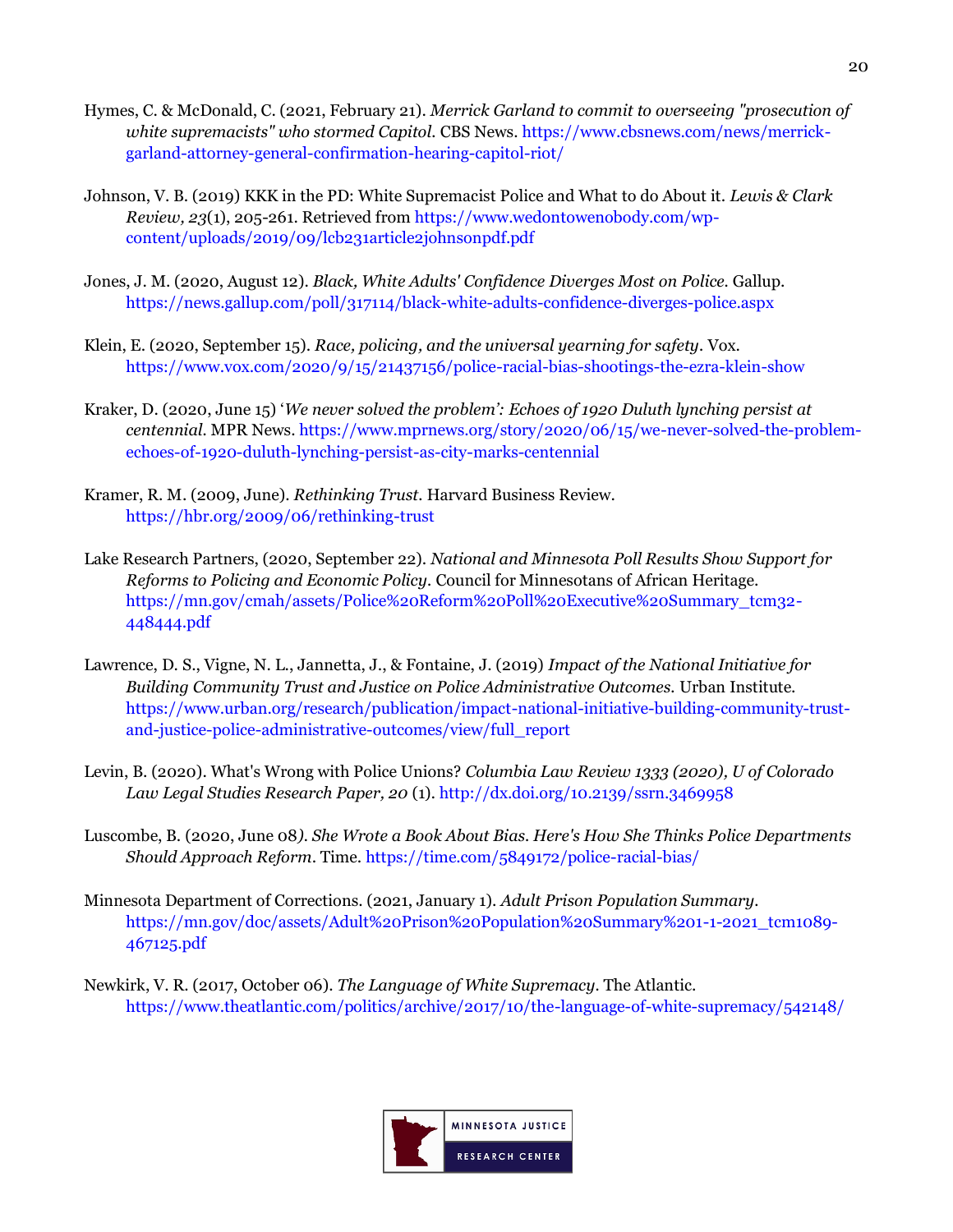Hymes, C. & McDonald, C. (2021, February 21). *Merrick Garland to commit to overseeing "prosecution of white supremacists" who stormed Capitol.* CBS News. https://www.cbsnews.com/news/merrick-garland-attorney-general-confirmation-hearing-capitol-riot/

Johnson, V. B. (2019) KKK in the PD: White Supremacist Police and What to do About it. *Lewis & Clark Review, 23*(1), 205-261. Retrieved from https://www.wedontowenobody.com/wp-content/uploads/2019/09/lcb231article2johnsonpdf.pdf

Jones, J. M. (2020, August 12). *Black, White Adults' Confidence Diverges Most on Police.* Gallup. https://news.gallup.com/poll/317114/black-white-adults-confidence-diverges-police.aspx

Klein, E. (2020, September 15). *Race, policing, and the universal yearning for safety*. Vox. https://www.vox.com/2020/9/15/21437156/police-racial-bias-shootings-the-ezra-klein-show

Kraker, D. (2020, June 15) '*We never solved the problem': Echoes of 1920 Duluth lynching persist at centennial.* MPR News. https://www.mprnews.org/story/2020/06/15/we-never-solved-the-problem-echoes-of-1920-duluth-lynching-persist-as-city-marks-centennial

Kramer, R. M. (2009, June). *Rethinking Trust*. Harvard Business Review. https://hbr.org/2009/06/rethinking-trust

Lake Research Partners, (2020, September 22). *National and Minnesota Poll Results Show Support for Reforms to Policing and Economic Policy*. Council for Minnesotans of African Heritage. https://mn.gov/cmah/assets/Police%20Reform%20Poll%20Executive%20Summary_tcm32-448444.pdf

Lawrence, D. S., Vigne, N. L., Jannetta, J., & Fontaine, J. (2019) *Impact of the National Initiative for Building Community Trust and Justice on Police Administrative Outcomes.* Urban Institute. https://www.urban.org/research/publication/impact-national-initiative-building-community-trust-and-justice-police-administrative-outcomes/view/full_report

Levin, B. (2020). What's Wrong with Police Unions? *Columbia Law Review 1333 (2020), U of Colorado Law Legal Studies Research Paper, 20* (1). http://dx.doi.org/10.2139/ssrn.3469958

Luscombe, B. (2020, June 08*). She Wrote a Book About Bias. Here's How She Thinks Police Departments Should Approach Reform*. Time. https://time.com/5849172/police-racial-bias/

Minnesota Department of Corrections. (2021, January 1). *Adult Prison Population Summary*. https://mn.gov/doc/assets/Adult%20Prison%20Population%20Summary%201-1-2021_tcm1089-467125.pdf

Newkirk, V. R. (2017, October 06). *The Language of White Supremacy*. The Atlantic. https://www.theatlantic.com/politics/archive/2017/10/the-language-of-white-supremacy/542148/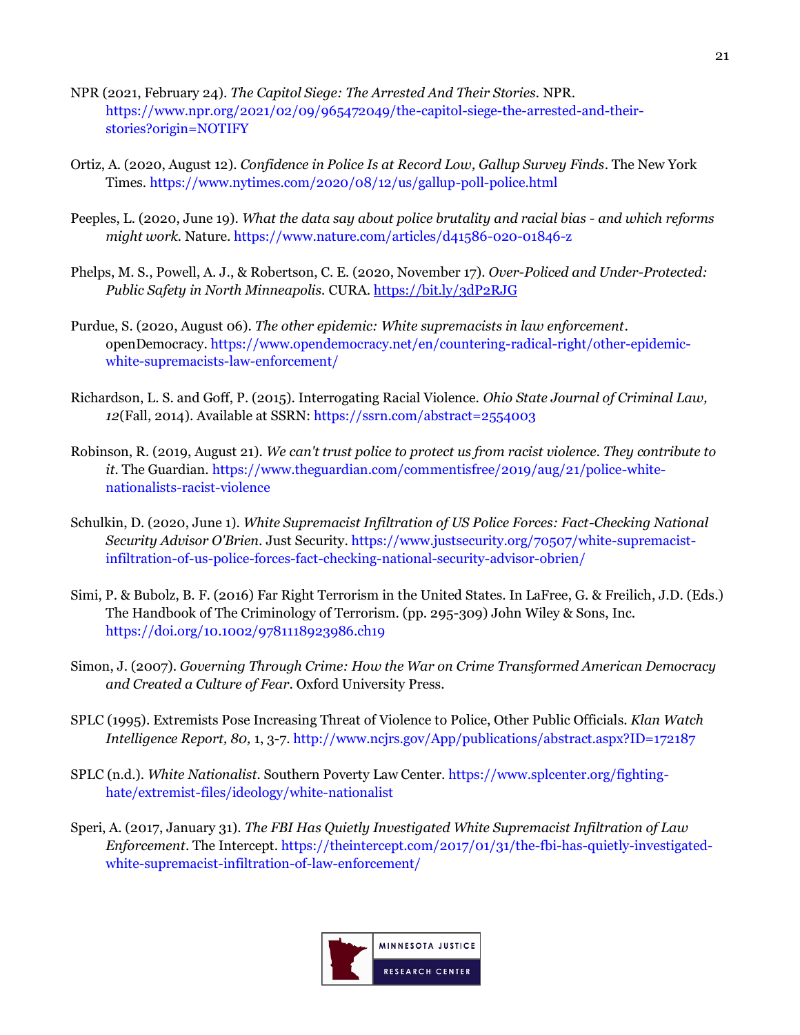NPR (2021, February 24). *The Capitol Siege: The Arrested And Their Stories*. NPR. https://www.npr.org/2021/02/09/965472049/the-capitol-siege-the-arrested-and-their-stories?origin=NOTIFY

Ortiz, A. (2020, August 12). *Confidence in Police Is at Record Low, Gallup Survey Finds*. The New York Times. https://www.nytimes.com/2020/08/12/us/gallup-poll-police.html

Peeples, L. (2020, June 19). *What the data say about police brutality and racial bias - and which reforms might work*. Nature. https://www.nature.com/articles/d41586-020-01846-z

Phelps, M. S., Powell, A. J., & Robertson, C. E. (2020, November 17). *Over-Policed and Under-Protected: Public Safety in North Minneapolis*. CURA. https://bit.ly/3dP2RJG

Purdue, S. (2020, August 06). *The other epidemic: White supremacists in law enforcement*. openDemocracy. https://www.opendemocracy.net/en/countering-radical-right/other-epidemic-white-supremacists-law-enforcement/

Richardson, L. S. and Goff, P. (2015). Interrogating Racial Violence. *Ohio State Journal of Criminal Law, 12*(Fall, 2014). Available at SSRN: https://ssrn.com/abstract=2554003

Robinson, R. (2019, August 21). *We can't trust police to protect us from racist violence. They contribute to it*. The Guardian. https://www.theguardian.com/commentisfree/2019/aug/21/police-white-nationalists-racist-violence

Schulkin, D. (2020, June 1). *White Supremacist Infiltration of US Police Forces: Fact-Checking National Security Advisor O'Brien*. Just Security. https://www.justsecurity.org/70507/white-supremacist-infiltration-of-us-police-forces-fact-checking-national-security-advisor-obrien/

Simi, P. & Bubolz, B. F. (2016) Far Right Terrorism in the United States. In LaFree, G. & Freilich, J.D. (Eds.) The Handbook of The Criminology of Terrorism. (pp. 295-309) John Wiley & Sons, Inc. https://doi.org/10.1002/9781118923986.ch19

Simon, J. (2007). *Governing Through Crime: How the War on Crime Transformed American Democracy and Created a Culture of Fear*. Oxford University Press.

SPLC (1995). Extremists Pose Increasing Threat of Violence to Police, Other Public Officials. *Klan Watch Intelligence Report, 80,* 1, 3-7. http://www.ncjrs.gov/App/publications/abstract.aspx?ID=172187

SPLC (n.d.). *White Nationalist*. Southern Poverty Law Center. https://www.splcenter.org/fighting-hate/extremist-files/ideology/white-nationalist

Speri, A. (2017, January 31). *The FBI Has Quietly Investigated White Supremacist Infiltration of Law Enforcement*. The Intercept. https://theintercept.com/2017/01/31/the-fbi-has-quietly-investigated-white-supremacist-infiltration-of-law-enforcement/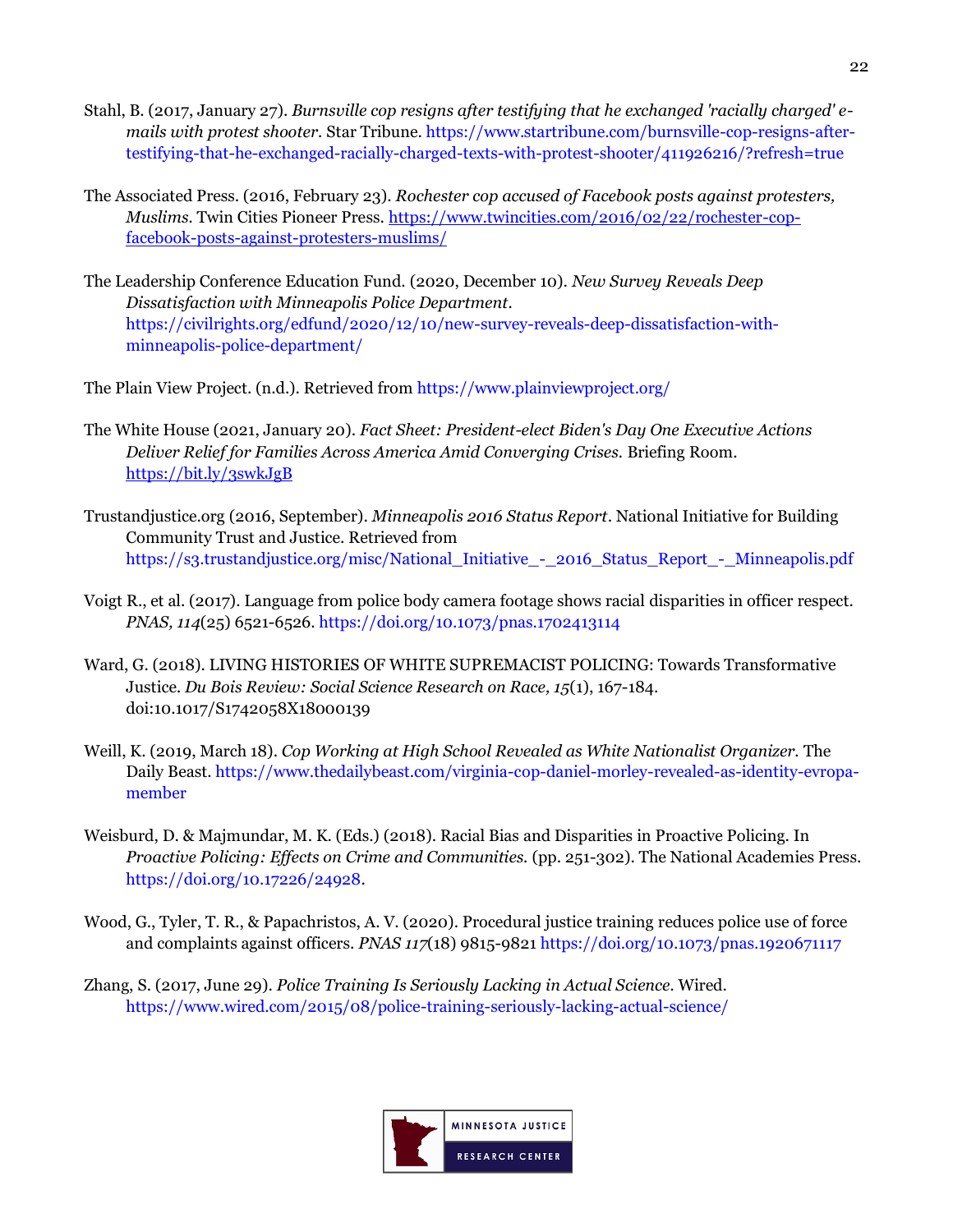Stahl, B. (2017, January 27). *Burnsville cop resigns after testifying that he exchanged 'racially charged' e-mails with protest shooter*. Star Tribune. https://www.startribune.com/burnsville-cop-resigns-after-testifying-that-he-exchanged-racially-charged-texts-with-protest-shooter/411926216/?refresh=true

The Associated Press. (2016, February 23). *Rochester cop accused of Facebook posts against protesters, Muslims*. Twin Cities Pioneer Press. https://www.twincities.com/2016/02/22/rochester-cop-facebook-posts-against-protesters-muslims/

The Leadership Conference Education Fund. (2020, December 10). *New Survey Reveals Deep Dissatisfaction with Minneapolis Police Department*. https://civilrights.org/edfund/2020/12/10/new-survey-reveals-deep-dissatisfaction-with-minneapolis-police-department/

The Plain View Project. (n.d.). Retrieved from https://www.plainviewproject.org/

The White House (2021, January 20). *Fact Sheet: President-elect Biden's Day One Executive Actions Deliver Relief for Families Across America Amid Converging Crises.* Briefing Room. https://bit.ly/3swkJgB

Trustandjustice.org (2016, September). *Minneapolis 2016 Status Report*. National Initiative for Building Community Trust and Justice. Retrieved from https://s3.trustandjustice.org/misc/National_Initiative_-_2016_Status_Report_-_Minneapolis.pdf

Voigt R., et al. (2017). Language from police body camera footage shows racial disparities in officer respect. *PNAS, 114*(25) 6521-6526. https://doi.org/10.1073/pnas.1702413114

Ward, G. (2018). LIVING HISTORIES OF WHITE SUPREMACIST POLICING: Towards Transformative Justice. *Du Bois Review: Social Science Research on Race, 15*(1), 167-184. doi:10.1017/S1742058X18000139

Weill, K. (2019, March 18). *Cop Working at High School Revealed as White Nationalist Organizer.* The Daily Beast. https://www.thedailybeast.com/virginia-cop-daniel-morley-revealed-as-identity-evropa-member

Weisburd, D. & Majmundar, M. K. (Eds.) (2018). Racial Bias and Disparities in Proactive Policing. In *Proactive Policing: Effects on Crime and Communities.* (pp. 251-302). The National Academies Press. https://doi.org/10.17226/24928.

Wood, G., Tyler, T. R., & Papachristos, A. V. (2020). Procedural justice training reduces police use of force and complaints against officers. *PNAS 117*(18) 9815-9821 https://doi.org/10.1073/pnas.1920671117

Zhang, S. (2017, June 29). *Police Training Is Seriously Lacking in Actual Science*. Wired. https://www.wired.com/2015/08/police-training-seriously-lacking-actual-science/